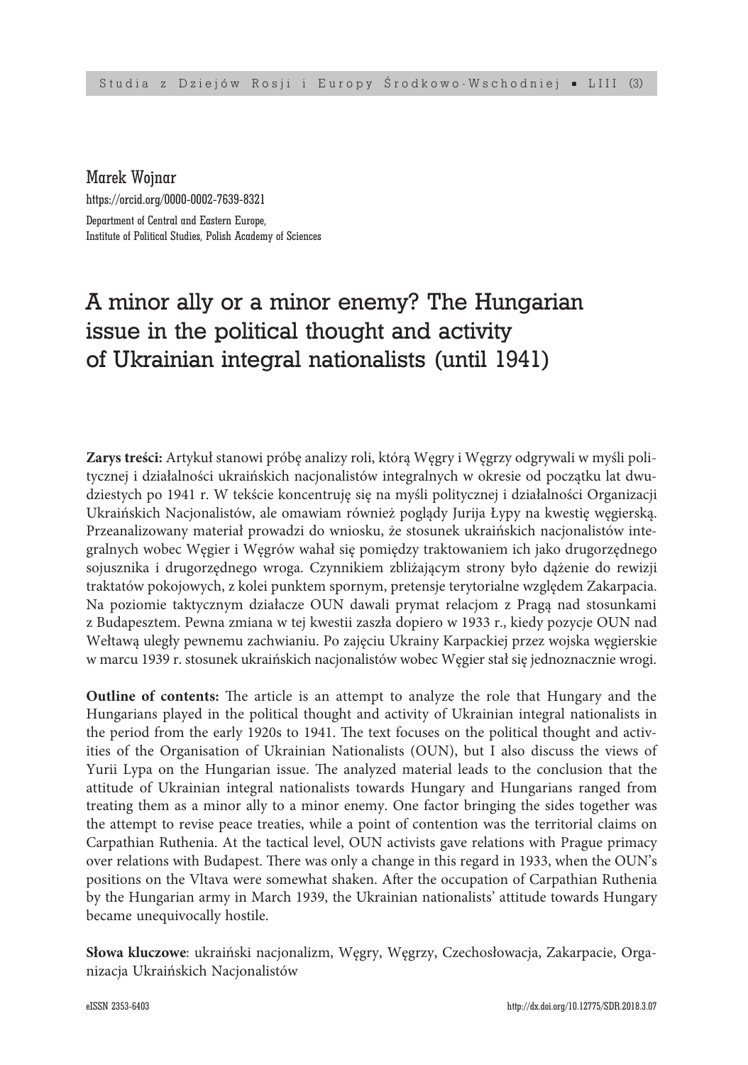Marek Wojnar
https://orcid.org/0000-0002-7639-8321
Department of Central and Eastern Europe,
Institute of Political Studies, Polish Academy of Sciences

# A minor ally or a minor enemy? The Hungarian issue in the political thought and activity of Ukrainian integral nationalists (until 1941)

**Zarys treści:** Artykuł stanowi próbę analizy roli, którą Węgry i Węgrzy odgrywali w myśli politycznej i działalności ukraińskich nacjonalistów integralnych w okresie od początku lat dwudziestych po 1941 r. W tekście koncentruję się na myśli politycznej i działalności Organizacji Ukraińskich Nacjonalistów, ale omawiam również poglądy Jurija Łypy na kwestię węgierską. Przeanalizowany materiał prowadzi do wniosku, że stosunek ukraińskich nacjonalistów integralnych wobec Węgier i Węgrów wahał się pomiędzy traktowaniem ich jako drugorzędnego sojusznika i drugorzędnego wroga. Czynnikiem zbliżającym strony było dążenie do rewizji traktatów pokojowych, z kolei punktem spornym, pretensje terytorialne względem Zakarpacia. Na poziomie taktycznym działacze OUN dawali prymat relacjom z Pragą nad stosunkami z Budapesztem. Pewna zmiana w tej kwestii zaszła dopiero w 1933 r., kiedy pozycje OUN nad Wełtawą uległy pewnemu zachwianiu. Po zajęciu Ukrainy Karpackiej przez wojska węgierskie w marcu 1939 r. stosunek ukraińskich nacjonalistów wobec Węgier stał się jednoznacznie wrogi.

**Outline of contents:** The article is an attempt to analyze the role that Hungary and the Hungarians played in the political thought and activity of Ukrainian integral nationalists in the period from the early 1920s to 1941. The text focuses on the political thought and activities of the Organisation of Ukrainian Nationalists (OUN), but I also discuss the views of Yurii Lypa on the Hungarian issue. The analyzed material leads to the conclusion that the attitude of Ukrainian integral nationalists towards Hungary and Hungarians ranged from treating them as a minor ally to a minor enemy. One factor bringing the sides together was the attempt to revise peace treaties, while a point of contention was the territorial claims on Carpathian Ruthenia. At the tactical level, OUN activists gave relations with Prague primacy over relations with Budapest. There was only a change in this regard in 1933, when the OUN's positions on the Vltava were somewhat shaken. After the occupation of Carpathian Ruthenia by the Hungarian army in March 1939, the Ukrainian nationalists' attitude towards Hungary became unequivocally hostile.

**Słowa kluczowe**: ukraiński nacjonalizm, Węgry, Węgrzy, Czechosłowacja, Zakarpacie, Organizacja Ukraińskich Nacjonalistów

eISSN 2353-6403 http://dx.doi.org/10.12775/SDR.2018.3.07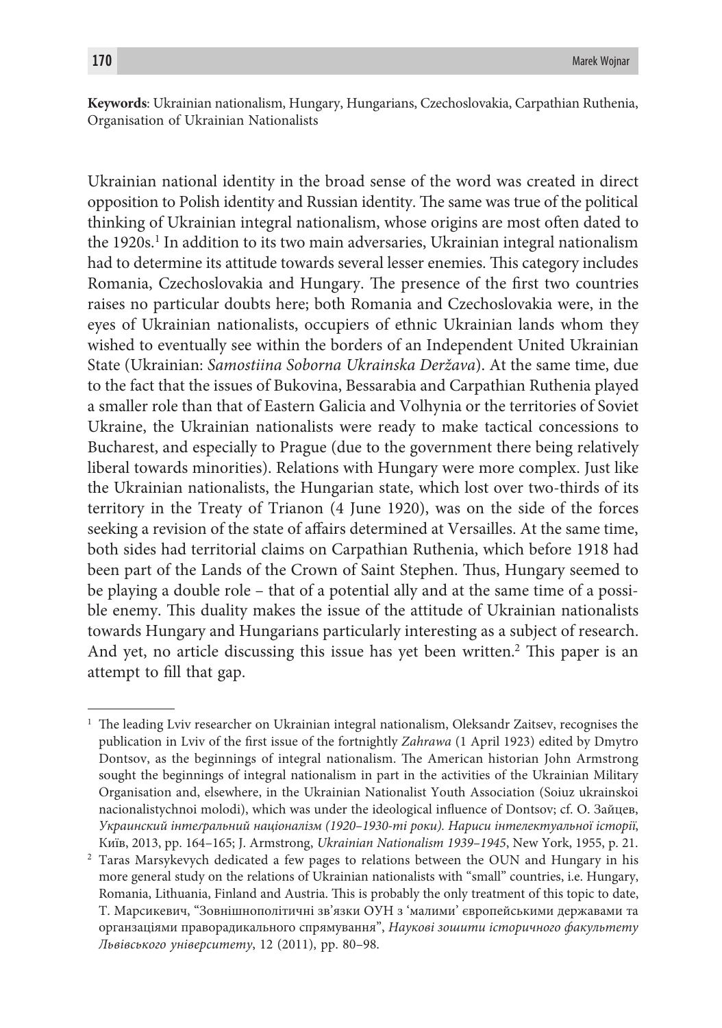**Keywords**: Ukrainian nationalism, Hungary, Hungarians, Czechoslovakia, Carpathian Ruthenia, Organisation of Ukrainian Nationalists

Ukrainian national identity in the broad sense of the word was created in direct opposition to Polish identity and Russian identity. The same was true of the political thinking of Ukrainian integral nationalism, whose origins are most often dated to the 1920s.[1] In addition to its two main adversaries, Ukrainian integral nationalism had to determine its attitude towards several lesser enemies. This category includes Romania, Czechoslovakia and Hungary. The presence of the first two countries raises no particular doubts here; both Romania and Czechoslovakia were, in the eyes of Ukrainian nationalists, occupiers of ethnic Ukrainian lands whom they wished to eventually see within the borders of an Independent United Ukrainian State (Ukrainian: *Samostiina Soborna Ukrainska Deržava*). At the same time, due to the fact that the issues of Bukovina, Bessarabia and Carpathian Ruthenia played a smaller role than that of Eastern Galicia and Volhynia or the territories of Soviet Ukraine, the Ukrainian nationalists were ready to make tactical concessions to Bucharest, and especially to Prague (due to the government there being relatively liberal towards minorities). Relations with Hungary were more complex. Just like the Ukrainian nationalists, the Hungarian state, which lost over two-thirds of its territory in the Treaty of Trianon (4 June 1920), was on the side of the forces seeking a revision of the state of affairs determined at Versailles. At the same time, both sides had territorial claims on Carpathian Ruthenia, which before 1918 had been part of the Lands of the Crown of Saint Stephen. Thus, Hungary seemed to be playing a double role – that of a potential ally and at the same time of a possible enemy. This duality makes the issue of the attitude of Ukrainian nationalists towards Hungary and Hungarians particularly interesting as a subject of research. And yet, no article discussing this issue has yet been written.[2] This paper is an attempt to fill that gap.

---

[1] The leading Lviv researcher on Ukrainian integral nationalism, Oleksandr Zaitsev, recognises the publication in Lviv of the first issue of the fortnightly *Zahrawa* (1 April 1923) edited by Dmytro Dontsov, as the beginnings of integral nationalism. The American historian John Armstrong sought the beginnings of integral nationalism in part in the activities of the Ukrainian Military Organisation and, elsewhere, in the Ukrainian Nationalist Youth Association (Soiuz ukrainskoi nacionalistychnoi molodi), which was under the ideological influence of Dontsov; cf. О. Зайцев, *Украинский інтеґральний націоналізм (1920–1930-ті роки). Нариси інтелектуальної історії*, Київ, 2013, pp. 164–165; J. Armstrong, *Ukrainian Nationalism 1939–1945*, New York, 1955, p. 21.

[2] Taras Marsykevych dedicated a few pages to relations between the OUN and Hungary in his more general study on the relations of Ukrainian nationalists with "small" countries, i.e. Hungary, Romania, Lithuania, Finland and Austria. This is probably the only treatment of this topic to date, Т. Марсикевич, "Зовнішньополітичні зв'язки ОУН з 'малими' європейськими державами та органзаціями праворадикального спрямування", *Наукові зошити історичного факультету Львівського університету*, 12 (2011), pp. 80–98.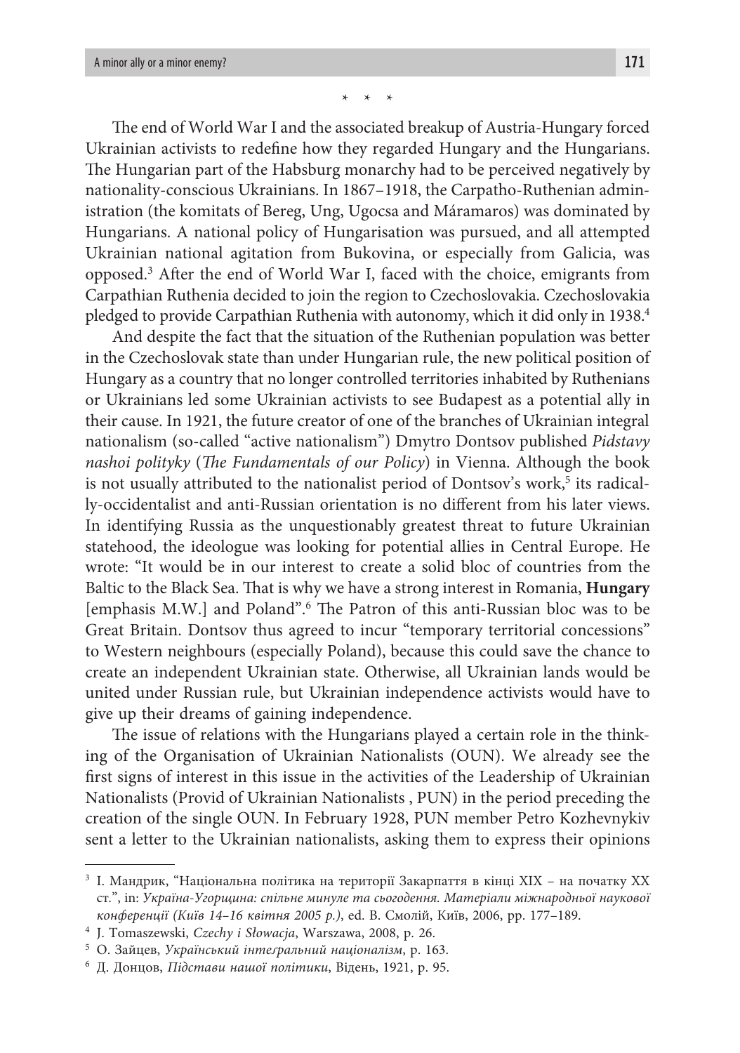\* \* \*

The end of World War I and the associated breakup of Austria-Hungary forced Ukrainian activists to redefine how they regarded Hungary and the Hungarians. The Hungarian part of the Habsburg monarchy had to be perceived negatively by nationality-conscious Ukrainians. In 1867–1918, the Carpatho-Ruthenian administration (the komitats of Bereg, Ung, Ugocsa and Máramaros) was dominated by Hungarians. A national policy of Hungarisation was pursued, and all attempted Ukrainian national agitation from Bukovina, or especially from Galicia, was opposed.[3] After the end of World War I, faced with the choice, emigrants from Carpathian Ruthenia decided to join the region to Czechoslovakia. Czechoslovakia pledged to provide Carpathian Ruthenia with autonomy, which it did only in 1938.[4]

And despite the fact that the situation of the Ruthenian population was better in the Czechoslovak state than under Hungarian rule, the new political position of Hungary as a country that no longer controlled territories inhabited by Ruthenians or Ukrainians led some Ukrainian activists to see Budapest as a potential ally in their cause. In 1921, the future creator of one of the branches of Ukrainian integral nationalism (so-called "active nationalism") Dmytro Dontsov published *Pidstavy nashoi polityky* (*The Fundamentals of our Policy*) in Vienna. Although the book is not usually attributed to the nationalist period of Dontsov's work,[5] its radically-occidentalist and anti-Russian orientation is no different from his later views. In identifying Russia as the unquestionably greatest threat to future Ukrainian statehood, the ideologue was looking for potential allies in Central Europe. He wrote: "It would be in our interest to create a solid bloc of countries from the Baltic to the Black Sea. That is why we have a strong interest in Romania, **Hungary** [emphasis M.W.] and Poland".[6] The Patron of this anti-Russian bloc was to be Great Britain. Dontsov thus agreed to incur "temporary territorial concessions" to Western neighbours (especially Poland), because this could save the chance to create an independent Ukrainian state. Otherwise, all Ukrainian lands would be united under Russian rule, but Ukrainian independence activists would have to give up their dreams of gaining independence.

The issue of relations with the Hungarians played a certain role in the thinking of the Organisation of Ukrainian Nationalists (OUN). We already see the first signs of interest in this issue in the activities of the Leadership of Ukrainian Nationalists (Provid of Ukrainian Nationalists , PUN) in the period preceding the creation of the single OUN. In February 1928, PUN member Petro Kozhevnykiv sent a letter to the Ukrainian nationalists, asking them to express their opinions

---

[3] І. Мандрик, "Національна політика на території Закарпаття в кінці XIX – на початку XX ст.", in: *Україна-Угорщина: спільне минуле та сьогодення. Матеріали міжнародньої наукової конференції (Київ 14–16 квітня 2005 р.)*, ed. В. Смолій, Київ, 2006, pp. 177–189.

[4] J. Tomaszewski, *Czechy i Słowacja*, Warszawa, 2008, p. 26.

[5] О. Зайцев, *Український інтеґральний націоналізм*, p. 163.

[6] Д. Донцов, *Підстави нашої політики*, Відень, 1921, p. 95.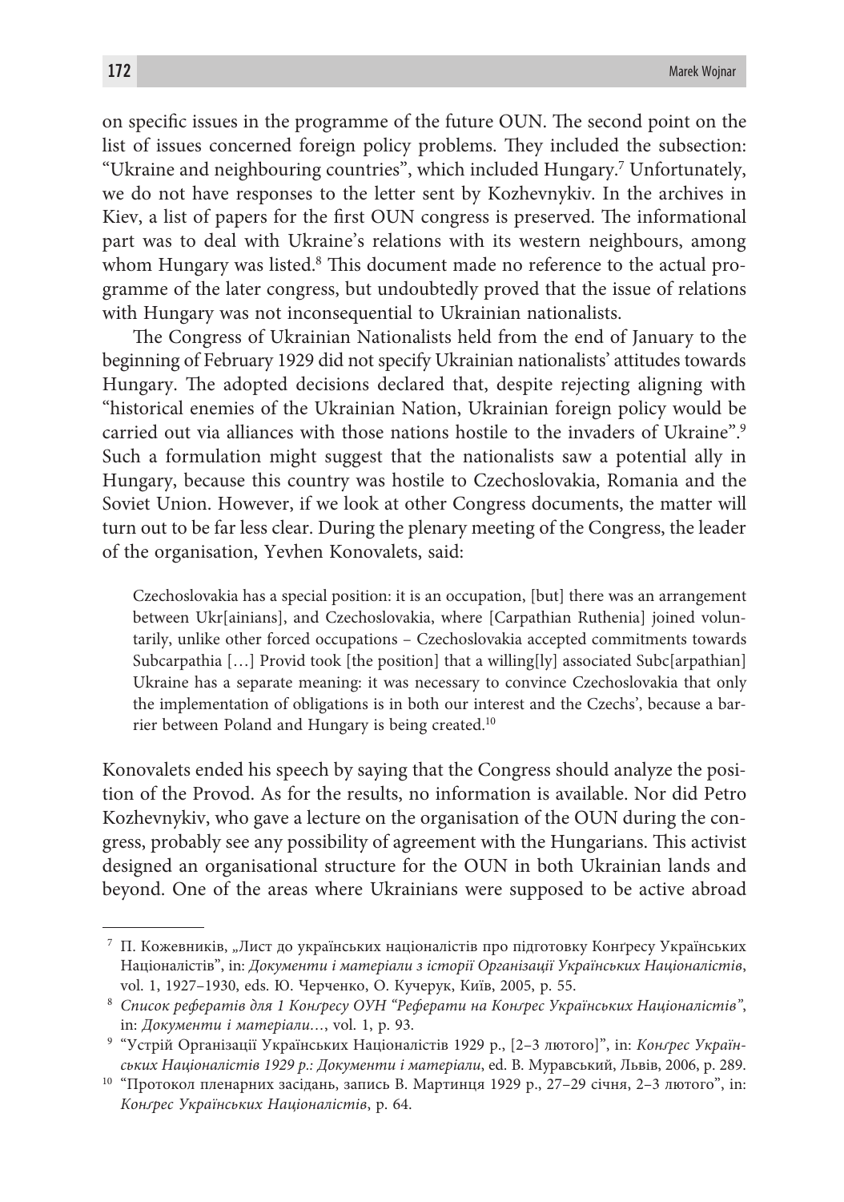on specific issues in the programme of the future OUN. The second point on the list of issues concerned foreign policy problems. They included the subsection: "Ukraine and neighbouring countries", which included Hungary.[7] Unfortunately, we do not have responses to the letter sent by Kozhevnykiv. In the archives in Kiev, a list of papers for the first OUN congress is preserved. The informational part was to deal with Ukraine's relations with its western neighbours, among whom Hungary was listed.[8] This document made no reference to the actual programme of the later congress, but undoubtedly proved that the issue of relations with Hungary was not inconsequential to Ukrainian nationalists.

The Congress of Ukrainian Nationalists held from the end of January to the beginning of February 1929 did not specify Ukrainian nationalists' attitudes towards Hungary. The adopted decisions declared that, despite rejecting aligning with "historical enemies of the Ukrainian Nation, Ukrainian foreign policy would be carried out via alliances with those nations hostile to the invaders of Ukraine".[9] Such a formulation might suggest that the nationalists saw a potential ally in Hungary, because this country was hostile to Czechoslovakia, Romania and the Soviet Union. However, if we look at other Congress documents, the matter will turn out to be far less clear. During the plenary meeting of the Congress, the leader of the organisation, Yevhen Konovalets, said:

> Czechoslovakia has a special position: it is an occupation, [but] there was an arrangement between Ukr[ainians], and Czechoslovakia, where [Carpathian Ruthenia] joined voluntarily, unlike other forced occupations – Czechoslovakia accepted commitments towards Subcarpathia […] Provid took [the position] that a willing[ly] associated Subc[arpathian] Ukraine has a separate meaning: it was necessary to convince Czechoslovakia that only the implementation of obligations is in both our interest and the Czechs', because a barrier between Poland and Hungary is being created.[10]

Konovalets ended his speech by saying that the Congress should analyze the position of the Provod. As for the results, no information is available. Nor did Petro Kozhevnykiv, who gave a lecture on the organisation of the OUN during the congress, probably see any possibility of agreement with the Hungarians. This activist designed an organisational structure for the OUN in both Ukrainian lands and beyond. One of the areas where Ukrainians were supposed to be active abroad

---

[7] П. Кожевників, „Лист до українських націоналістів про підготовку Конґресу Українських Націоналістів", in: *Документи і матеріали з історії Організації Українських Націоналістів*, vol. 1, 1927–1930, eds. Ю. Черченко, О. Кучерук, Київ, 2005, p. 55.

[8] *Список рефератів для 1 Конґресу ОУН "Реферати на Конґрес Українських Націоналістів"*, in: *Документи і матеріали…*, vol. 1, p. 93.

[9] "Устрій Організації Українських Націоналістів 1929 р., [2–3 лютого]", in: *Конґрес Українських Націоналістів 1929 р.: Документи і матеріали*, ed. В. Муравський, Львів, 2006, p. 289.

[10] "Протокол пленарних засідань, запись В. Мартинця 1929 р., 27–29 січня, 2–3 лютого", in: *Конґрес Українських Націоналістів*, p. 64.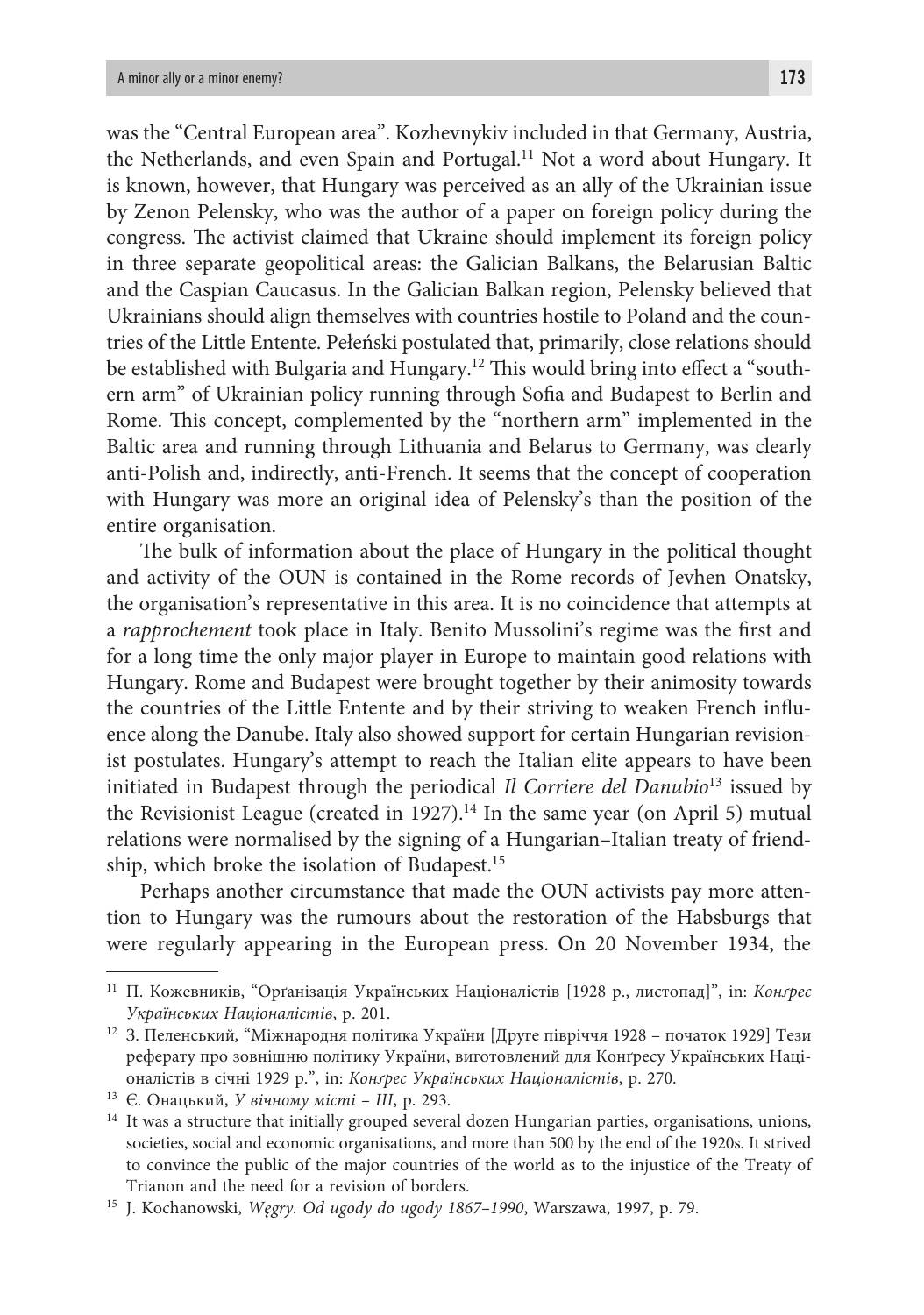was the "Central European area". Kozhevnykiv included in that Germany, Austria, the Netherlands, and even Spain and Portugal.[11] Not a word about Hungary. It is known, however, that Hungary was perceived as an ally of the Ukrainian issue by Zenon Pelensky, who was the author of a paper on foreign policy during the congress. The activist claimed that Ukraine should implement its foreign policy in three separate geopolitical areas: the Galician Balkans, the Belarusian Baltic and the Caspian Caucasus. In the Galician Balkan region, Pelensky believed that Ukrainians should align themselves with countries hostile to Poland and the countries of the Little Entente. Pełeński postulated that, primarily, close relations should be established with Bulgaria and Hungary.[12] This would bring into effect a "southern arm" of Ukrainian policy running through Sofia and Budapest to Berlin and Rome. This concept, complemented by the "northern arm" implemented in the Baltic area and running through Lithuania and Belarus to Germany, was clearly anti-Polish and, indirectly, anti-French. It seems that the concept of cooperation with Hungary was more an original idea of Pelensky's than the position of the entire organisation.

The bulk of information about the place of Hungary in the political thought and activity of the OUN is contained in the Rome records of Jevhen Onatsky, the organisation's representative in this area. It is no coincidence that attempts at a *rapprochement* took place in Italy. Benito Mussolini's regime was the first and for a long time the only major player in Europe to maintain good relations with Hungary. Rome and Budapest were brought together by their animosity towards the countries of the Little Entente and by their striving to weaken French influence along the Danube. Italy also showed support for certain Hungarian revisionist postulates. Hungary's attempt to reach the Italian elite appears to have been initiated in Budapest through the periodical *Il Corriere del Danubio*[13] issued by the Revisionist League (created in 1927).[14] In the same year (on April 5) mutual relations were normalised by the signing of a Hungarian–Italian treaty of friendship, which broke the isolation of Budapest.[15]

Perhaps another circumstance that made the OUN activists pay more attention to Hungary was the rumours about the restoration of the Habsburgs that were regularly appearing in the European press. On 20 November 1934, the

---

[11] П. Кожевників, "Орґанізація Українських Націоналістів [1928 р., листопад]", in: *Конґрес Українських Націоналістів*, p. 201.

[12] З. Пеленський, "Міжнародня політика України [Друге півріччя 1928 – початок 1929] Тези реферату про зовнішню політику України, виготовлений для Конґресу Українських Націоналістів в січні 1929 р.", in: *Конґрес Українських Націоналістів*, p. 270.

[13] Є. Онацький, *У вічному місті – III*, p. 293.

[14] It was a structure that initially grouped several dozen Hungarian parties, organisations, unions, societies, social and economic organisations, and more than 500 by the end of the 1920s. It strived to convince the public of the major countries of the world as to the injustice of the Treaty of Trianon and the need for a revision of borders.

[15] J. Kochanowski, *Węgry. Od ugody do ugody 1867–1990*, Warszawa, 1997, p. 79.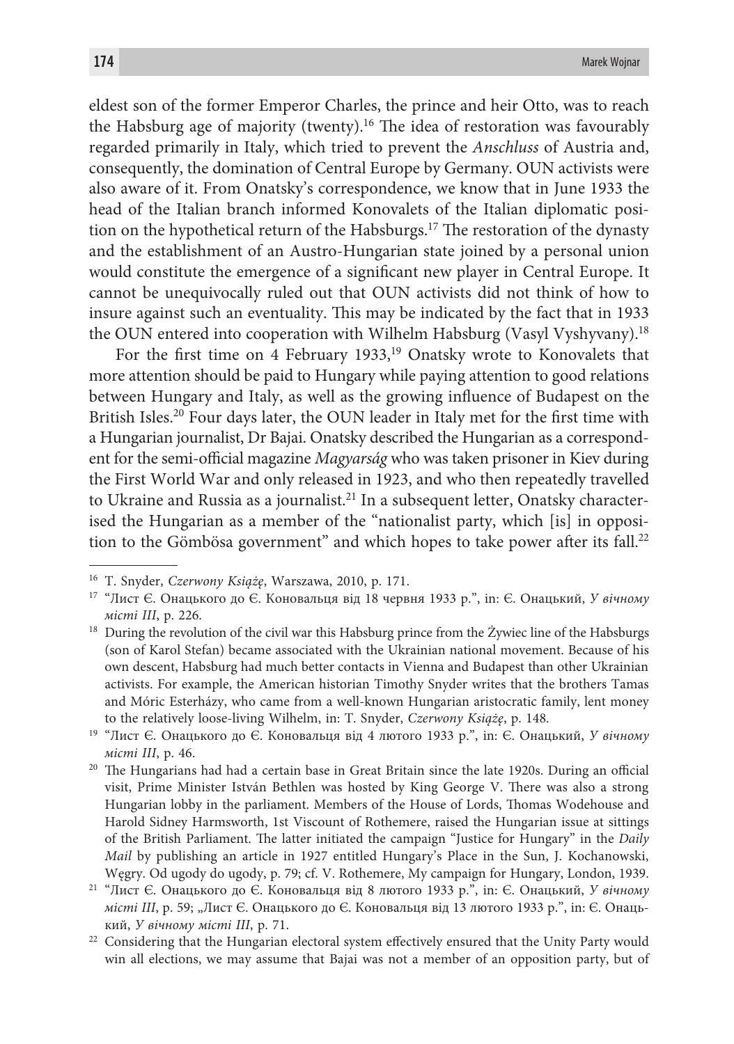eldest son of the former Emperor Charles, the prince and heir Otto, was to reach the Habsburg age of majority (twenty).[16] The idea of restoration was favourably regarded primarily in Italy, which tried to prevent the *Anschluss* of Austria and, consequently, the domination of Central Europe by Germany. OUN activists were also aware of it. From Onatsky's correspondence, we know that in June 1933 the head of the Italian branch informed Konovalets of the Italian diplomatic position on the hypothetical return of the Habsburgs.[17] The restoration of the dynasty and the establishment of an Austro-Hungarian state joined by a personal union would constitute the emergence of a significant new player in Central Europe. It cannot be unequivocally ruled out that OUN activists did not think of how to insure against such an eventuality. This may be indicated by the fact that in 1933 the OUN entered into cooperation with Wilhelm Habsburg (Vasyl Vyshyvany).[18]

For the first time on 4 February 1933,[19] Onatsky wrote to Konovalets that more attention should be paid to Hungary while paying attention to good relations between Hungary and Italy, as well as the growing influence of Budapest on the British Isles.[20] Four days later, the OUN leader in Italy met for the first time with a Hungarian journalist, Dr Bajai. Onatsky described the Hungarian as a correspondent for the semi-official magazine *Magyarság* who was taken prisoner in Kiev during the First World War and only released in 1923, and who then repeatedly travelled to Ukraine and Russia as a journalist.[21] In a subsequent letter, Onatsky characterised the Hungarian as a member of the "nationalist party, which [is] in opposition to the Gömbösa government" and which hopes to take power after its fall.[22]

---

[16] T. Snyder, *Czerwony Książę*, Warszawa, 2010, p. 171.

[17] "Лист Є. Онацького до Є. Коновальця від 18 червня 1933 р.", in: Є. Онацький, *У вічному місті III*, p. 226.

[18] During the revolution of the civil war this Habsburg prince from the Żywiec line of the Habsburgs (son of Karol Stefan) became associated with the Ukrainian national movement. Because of his own descent, Habsburg had much better contacts in Vienna and Budapest than other Ukrainian activists. For example, the American historian Timothy Snyder writes that the brothers Tamas and Móric Esterházy, who came from a well-known Hungarian aristocratic family, lent money to the relatively loose-living Wilhelm, in: T. Snyder, *Czerwony Książę*, p. 148.

[19] "Лист Є. Онацького до Є. Коновальця від 4 лютого 1933 р.", in: Є. Онацький, *У вічному місті III*, p. 46.

[20] The Hungarians had had a certain base in Great Britain since the late 1920s. During an official visit, Prime Minister István Bethlen was hosted by King George V. There was also a strong Hungarian lobby in the parliament. Members of the House of Lords, Thomas Wodehouse and Harold Sidney Harmsworth, 1st Viscount of Rothemere, raised the Hungarian issue at sittings of the British Parliament. The latter initiated the campaign "Justice for Hungary" in the *Daily Mail* by publishing an article in 1927 entitled Hungary's Place in the Sun, J. Kochanowski, Węgry. Od ugody do ugody, p. 79; cf. V. Rothemere, My campaign for Hungary, London, 1939.

[21] "Лист Є. Онацького до Є. Коновальця від 8 лютого 1933 р.", in: Є. Онацький, *У вічному місті III*, p. 59; „Лист Є. Онацького до Є. Коновальця від 13 лютого 1933 р.", in: Є. Онацький, *У вічному місті III*, p. 71.

[22] Considering that the Hungarian electoral system effectively ensured that the Unity Party would win all elections, we may assume that Bajai was not a member of an opposition party, but of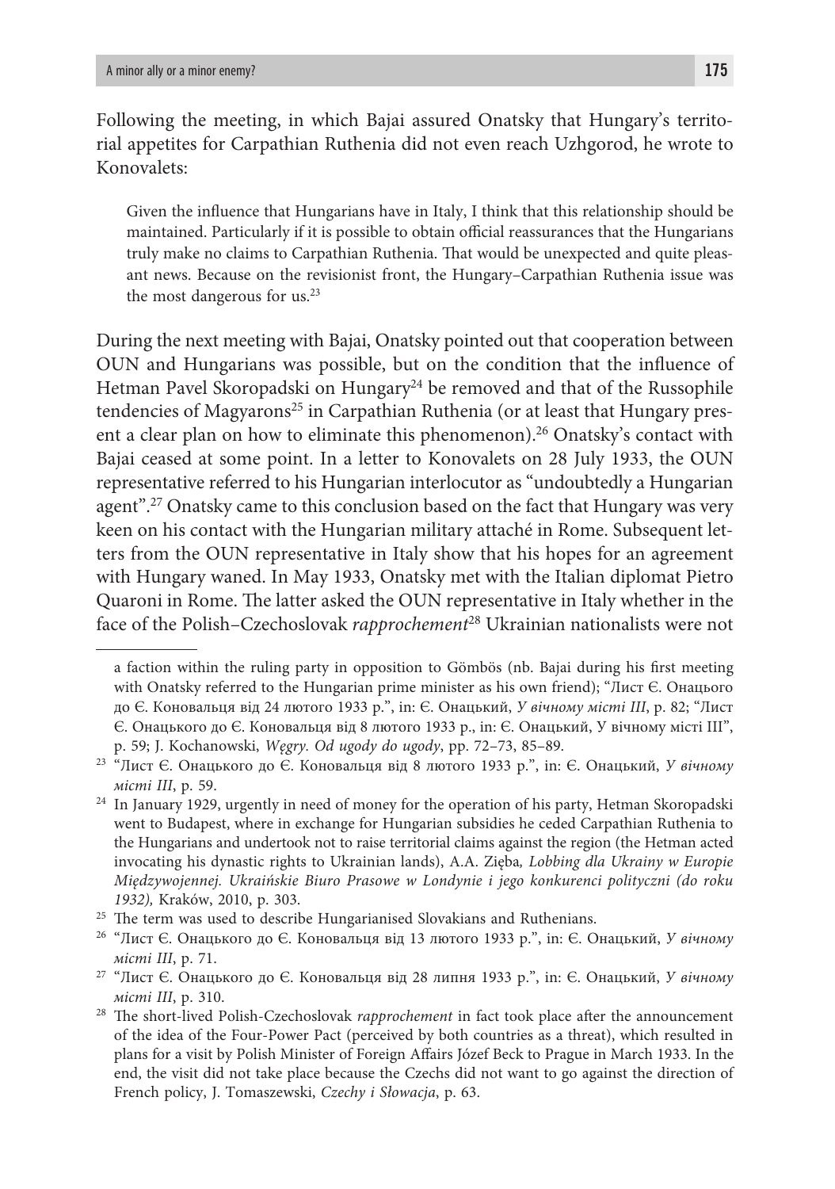Following the meeting, in which Bajai assured Onatsky that Hungary's territorial appetites for Carpathian Ruthenia did not even reach Uzhgorod, he wrote to Konovalets:

> Given the influence that Hungarians have in Italy, I think that this relationship should be maintained. Particularly if it is possible to obtain official reassurances that the Hungarians truly make no claims to Carpathian Ruthenia. That would be unexpected and quite pleasant news. Because on the revisionist front, the Hungary–Carpathian Ruthenia issue was the most dangerous for us.[23]

During the next meeting with Bajai, Onatsky pointed out that cooperation between OUN and Hungarians was possible, but on the condition that the influence of Hetman Pavel Skoropadski on Hungary[24] be removed and that of the Russophile tendencies of Magyarons[25] in Carpathian Ruthenia (or at least that Hungary present a clear plan on how to eliminate this phenomenon).[26] Onatsky's contact with Bajai ceased at some point. In a letter to Konovalets on 28 July 1933, the OUN representative referred to his Hungarian interlocutor as "undoubtedly a Hungarian agent".[27] Onatsky came to this conclusion based on the fact that Hungary was very keen on his contact with the Hungarian military attaché in Rome. Subsequent letters from the OUN representative in Italy show that his hopes for an agreement with Hungary waned. In May 1933, Onatsky met with the Italian diplomat Pietro Quaroni in Rome. The latter asked the OUN representative in Italy whether in the face of the Polish–Czechoslovak *rapprochement*[28] Ukrainian nationalists were not

---

a faction within the ruling party in opposition to Gömbös (nb. Bajai during his first meeting with Onatsky referred to the Hungarian prime minister as his own friend); "Лист Є. Онацького до Є. Коновальця від 24 лютого 1933 р.", in: Є. Онацький, *У вічному місті III*, p. 82; "Лист Є. Онацького до Є. Коновальця від 8 лютого 1933 р., in: Є. Онацький, У вічному місті III", p. 59; J. Kochanowski, *Węgry. Od ugody do ugody*, pp. 72–73, 85–89.

[23] "Лист Є. Онацького до Є. Коновальця від 8 лютого 1933 р.", in: Є. Онацький, *У вічному місті III*, p. 59.

[24] In January 1929, urgently in need of money for the operation of his party, Hetman Skoropadski went to Budapest, where in exchange for Hungarian subsidies he ceded Carpathian Ruthenia to the Hungarians and undertook not to raise territorial claims against the region (the Hetman acted invocating his dynastic rights to Ukrainian lands), A.A. Zięba*, Lobbing dla Ukrainy w Europie Międzywojennej. Ukraińskie Biuro Prasowe w Londynie i jego konkurenci polityczni (do roku 1932),* Kraków, 2010, p. 303.

[25] The term was used to describe Hungarianised Slovakians and Ruthenians.

[26] "Лист Є. Онацького до Є. Коновальця від 13 лютого 1933 р.", in: Є. Онацький, *У вічному місті III*, p. 71.

[27] "Лист Є. Онацького до Є. Коновальця від 28 липня 1933 р.", in: Є. Онацький, *У вічному місті III*, p. 310.

[28] The short-lived Polish-Czechoslovak *rapprochement* in fact took place after the announcement of the idea of the Four-Power Pact (perceived by both countries as a threat), which resulted in plans for a visit by Polish Minister of Foreign Affairs Józef Beck to Prague in March 1933. In the end, the visit did not take place because the Czechs did not want to go against the direction of French policy, J. Tomaszewski, *Czechy i Słowacja*, p. 63.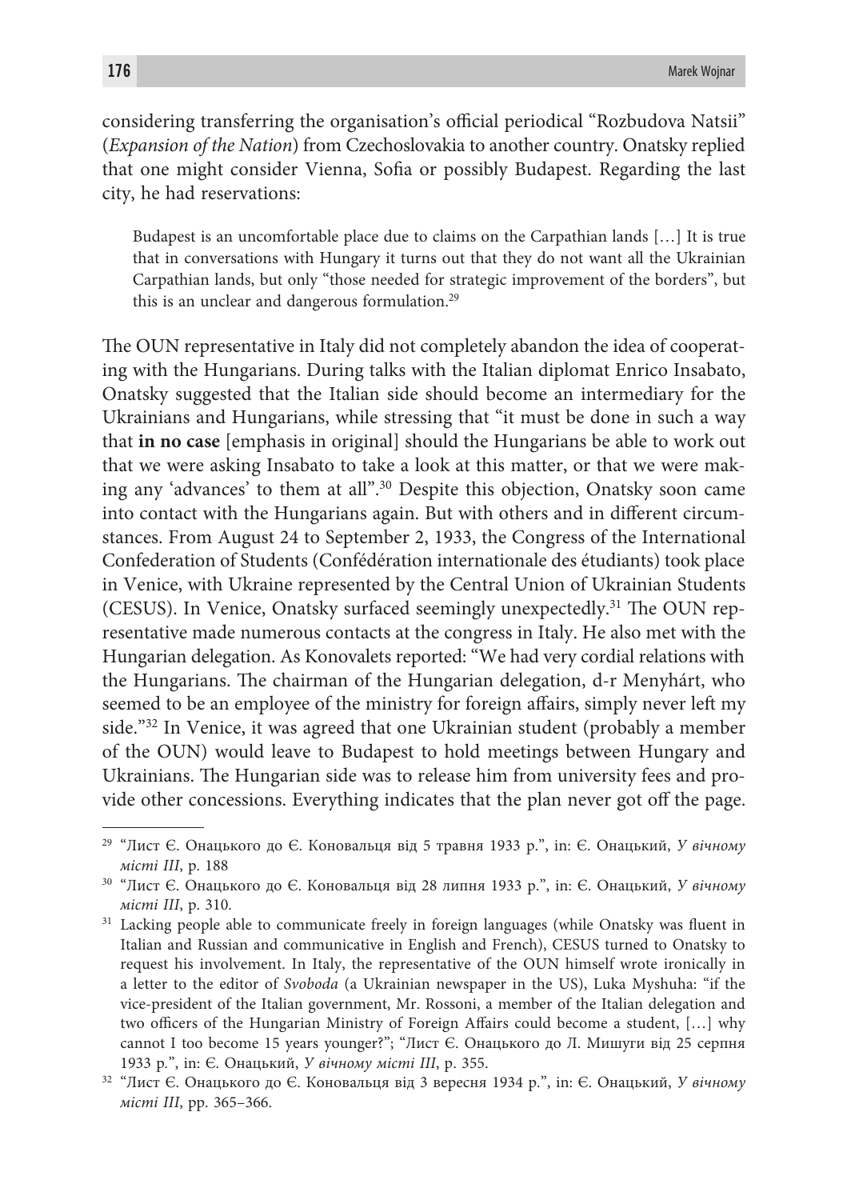considering transferring the organisation's official periodical "Rozbudova Natsii" (*Expansion of the Nation*) from Czechoslovakia to another country. Onatsky replied that one might consider Vienna, Sofia or possibly Budapest. Regarding the last city, he had reservations:

> Budapest is an uncomfortable place due to claims on the Carpathian lands […] It is true that in conversations with Hungary it turns out that they do not want all the Ukrainian Carpathian lands, but only "those needed for strategic improvement of the borders", but this is an unclear and dangerous formulation.[29]

The OUN representative in Italy did not completely abandon the idea of cooperating with the Hungarians. During talks with the Italian diplomat Enrico Insabato, Onatsky suggested that the Italian side should become an intermediary for the Ukrainians and Hungarians, while stressing that "it must be done in such a way that **in no case** [emphasis in original] should the Hungarians be able to work out that we were asking Insabato to take a look at this matter, or that we were making any 'advances' to them at all".[30] Despite this objection, Onatsky soon came into contact with the Hungarians again. But with others and in different circumstances. From August 24 to September 2, 1933, the Congress of the International Confederation of Students (Confédération internationale des étudiants) took place in Venice, with Ukraine represented by the Central Union of Ukrainian Students (CESUS). In Venice, Onatsky surfaced seemingly unexpectedly.[31] The OUN representative made numerous contacts at the congress in Italy. He also met with the Hungarian delegation. As Konovalets reported: "We had very cordial relations with the Hungarians. The chairman of the Hungarian delegation, d-r Menyhárt, who seemed to be an employee of the ministry for foreign affairs, simply never left my side."[32] In Venice, it was agreed that one Ukrainian student (probably a member of the OUN) would leave to Budapest to hold meetings between Hungary and Ukrainians. The Hungarian side was to release him from university fees and provide other concessions. Everything indicates that the plan never got off the page.

---

[29] "Лист Є. Онацького до Є. Коновальця від 5 травня 1933 р.", in: Є. Онацький, *У вічному місті III*, p. 188

[30] "Лист Є. Онацького до Є. Коновальця від 28 липня 1933 р.", in: Є. Онацький, *У вічному місті III*, p. 310.

[31] Lacking people able to communicate freely in foreign languages (while Onatsky was fluent in Italian and Russian and communicative in English and French), CESUS turned to Onatsky to request his involvement. In Italy, the representative of the OUN himself wrote ironically in a letter to the editor of *Svoboda* (a Ukrainian newspaper in the US), Luka Myshuha: "if the vice-president of the Italian government, Mr. Rossoni, a member of the Italian delegation and two officers of the Hungarian Ministry of Foreign Affairs could become a student, […] why cannot I too become 15 years younger?"; "Лист Є. Онацького до Л. Мишуги від 25 серпня 1933 р.", in: Є. Онацький, *У вічному місті III*, p. 355.

[32] "Лист Є. Онацького до Є. Коновальця від 3 вересня 1934 р.", in: Є. Онацький, *У вічному місті III*, pp. 365–366.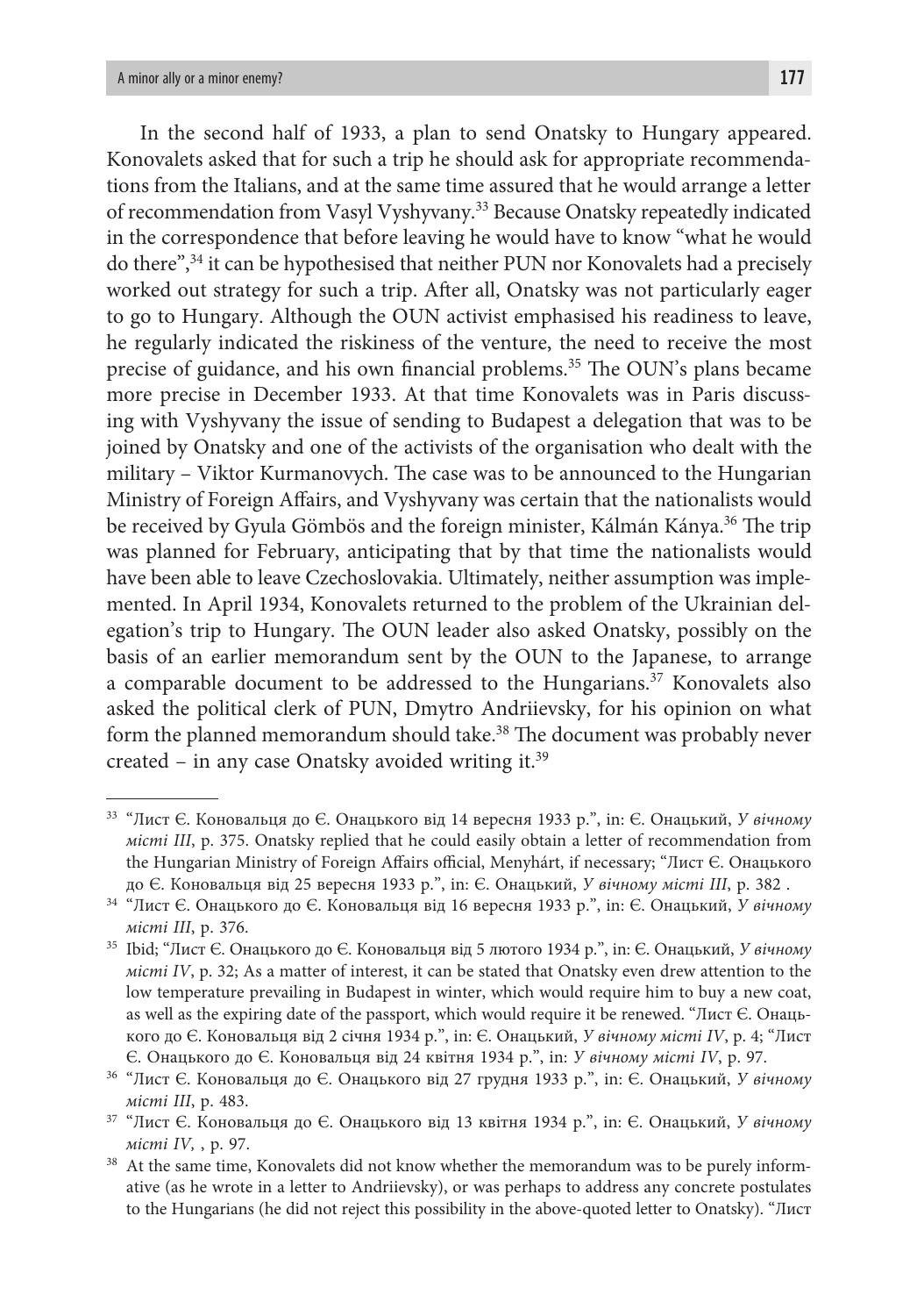In the second half of 1933, a plan to send Onatsky to Hungary appeared. Konovalets asked that for such a trip he should ask for appropriate recommendations from the Italians, and at the same time assured that he would arrange a letter of recommendation from Vasyl Vyshyvany.[33] Because Onatsky repeatedly indicated in the correspondence that before leaving he would have to know "what he would do there",[34] it can be hypothesised that neither PUN nor Konovalets had a precisely worked out strategy for such a trip. After all, Onatsky was not particularly eager to go to Hungary. Although the OUN activist emphasised his readiness to leave, he regularly indicated the riskiness of the venture, the need to receive the most precise of guidance, and his own financial problems.[35] The OUN's plans became more precise in December 1933. At that time Konovalets was in Paris discussing with Vyshyvany the issue of sending to Budapest a delegation that was to be joined by Onatsky and one of the activists of the organisation who dealt with the military – Viktor Kurmanovych. The case was to be announced to the Hungarian Ministry of Foreign Affairs, and Vyshyvany was certain that the nationalists would be received by Gyula Gömbös and the foreign minister, Kálmán Kánya.[36] The trip was planned for February, anticipating that by that time the nationalists would have been able to leave Czechoslovakia. Ultimately, neither assumption was implemented. In April 1934, Konovalets returned to the problem of the Ukrainian delegation's trip to Hungary. The OUN leader also asked Onatsky, possibly on the basis of an earlier memorandum sent by the OUN to the Japanese, to arrange a comparable document to be addressed to the Hungarians.[37] Konovalets also asked the political clerk of PUN, Dmytro Andriievsky, for his opinion on what form the planned memorandum should take.[38] The document was probably never created – in any case Onatsky avoided writing it.[39]

---

[33] "Лист Є. Коновальця до Є. Онацького від 14 вересня 1933 р.", in: Є. Онацький, *У вічному місті III*, p. 375. Onatsky replied that he could easily obtain a letter of recommendation from the Hungarian Ministry of Foreign Affairs official, Menyhárt, if necessary; "Лист Є. Онацького до Є. Коновальця від 25 вересня 1933 р.", in: Є. Онацький, *У вічному місті III*, p. 382 .

[34] "Лист Є. Онацького до Є. Коновальця від 16 вересня 1933 р.", in: Є. Онацький, *У вічному місті III*, p. 376.

[35] Ibid; "Лист Є. Онацького до Є. Коновальця від 5 лютого 1934 р.", in: Є. Онацький, *У вічному місті IV*, p. 32; As a matter of interest, it can be stated that Onatsky even drew attention to the low temperature prevailing in Budapest in winter, which would require him to buy a new coat, as well as the expiring date of the passport, which would require it be renewed. "Лист Є. Онацького до Є. Коновальця від 2 січня 1934 р.", in: Є. Онацький, *У вічному місті IV*, p. 4; "Лист Є. Онацького до Є. Коновальця від 24 квітня 1934 р.", in: *У вічному місті IV*, p. 97.

[36] "Лист Є. Коновальця до Є. Онацького від 27 грудня 1933 р.", in: Є. Онацький, *У вічному місті III*, p. 483.

[37] "Лист Є. Коновальця до Є. Онацького від 13 квітня 1934 р.", in: Є. Онацький, *У вічному місті IV*, , p. 97.

[38] At the same time, Konovalets did not know whether the memorandum was to be purely informative (as he wrote in a letter to Andriievsky), or was perhaps to address any concrete postulates to the Hungarians (he did not reject this possibility in the above-quoted letter to Onatsky). "Лист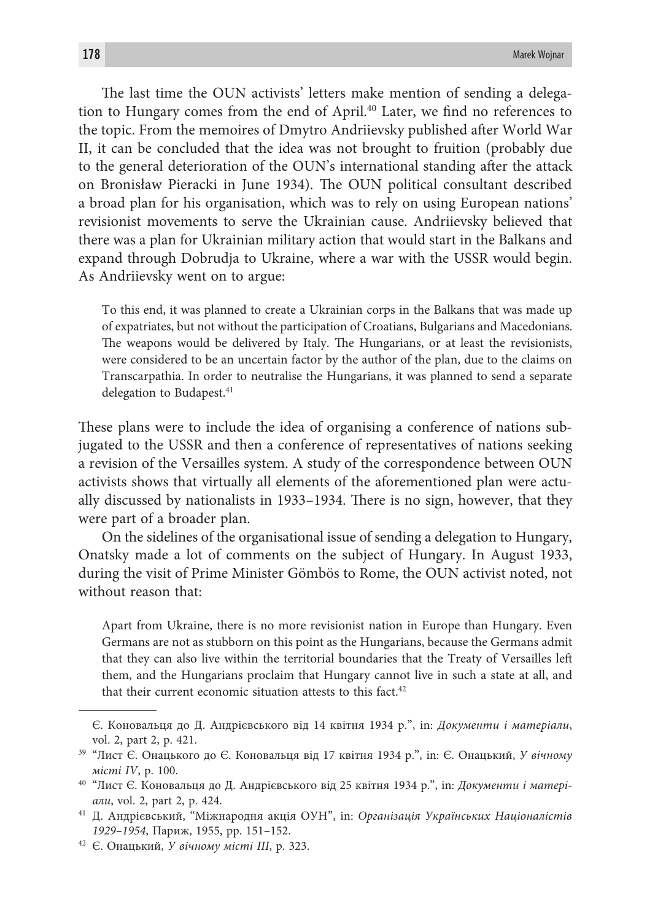The last time the OUN activists' letters make mention of sending a delegation to Hungary comes from the end of April.[40] Later, we find no references to the topic. From the memoires of Dmytro Andriievsky published after World War II, it can be concluded that the idea was not brought to fruition (probably due to the general deterioration of the OUN's international standing after the attack on Bronisław Pieracki in June 1934). The OUN political consultant described a broad plan for his organisation, which was to rely on using European nations' revisionist movements to serve the Ukrainian cause. Andriievsky believed that there was a plan for Ukrainian military action that would start in the Balkans and expand through Dobrudja to Ukraine, where a war with the USSR would begin. As Andriievsky went on to argue:

> To this end, it was planned to create a Ukrainian corps in the Balkans that was made up of expatriates, but not without the participation of Croatians, Bulgarians and Macedonians. The weapons would be delivered by Italy. The Hungarians, or at least the revisionists, were considered to be an uncertain factor by the author of the plan, due to the claims on Transcarpathia. In order to neutralise the Hungarians, it was planned to send a separate delegation to Budapest.[41]

These plans were to include the idea of organising a conference of nations subjugated to the USSR and then a conference of representatives of nations seeking a revision of the Versailles system. A study of the correspondence between OUN activists shows that virtually all elements of the aforementioned plan were actually discussed by nationalists in 1933–1934. There is no sign, however, that they were part of a broader plan.

On the sidelines of the organisational issue of sending a delegation to Hungary, Onatsky made a lot of comments on the subject of Hungary. In August 1933, during the visit of Prime Minister Gömbös to Rome, the OUN activist noted, not without reason that:

> Apart from Ukraine, there is no more revisionist nation in Europe than Hungary. Even Germans are not as stubborn on this point as the Hungarians, because the Germans admit that they can also live within the territorial boundaries that the Treaty of Versailles left them, and the Hungarians proclaim that Hungary cannot live in such a state at all, and that their current economic situation attests to this fact.[42]

---

Є. Коновальця до Д. Андрієвського від 14 квітня 1934 р.", in: *Документи і матеріали*, vol. 2, part 2, p. 421.

[39] "Лист Є. Онацького до Є. Коновальця від 17 квітня 1934 р.", in: Є. Онацький, *У вічному місті IV*, p. 100.

[40] "Лист Є. Коновальця до Д. Андрієвського від 25 квітня 1934 р.", in: *Документи і матеріали*, vol. 2, part 2, p. 424.

[41] Д. Андрієвський, "Міжнародня акція ОУН", in: *Організація Українських Націоналістів 1929–1954*, Париж, 1955, pp. 151–152.

[42] Є. Онацький, *У вічному місті III*, p. 323.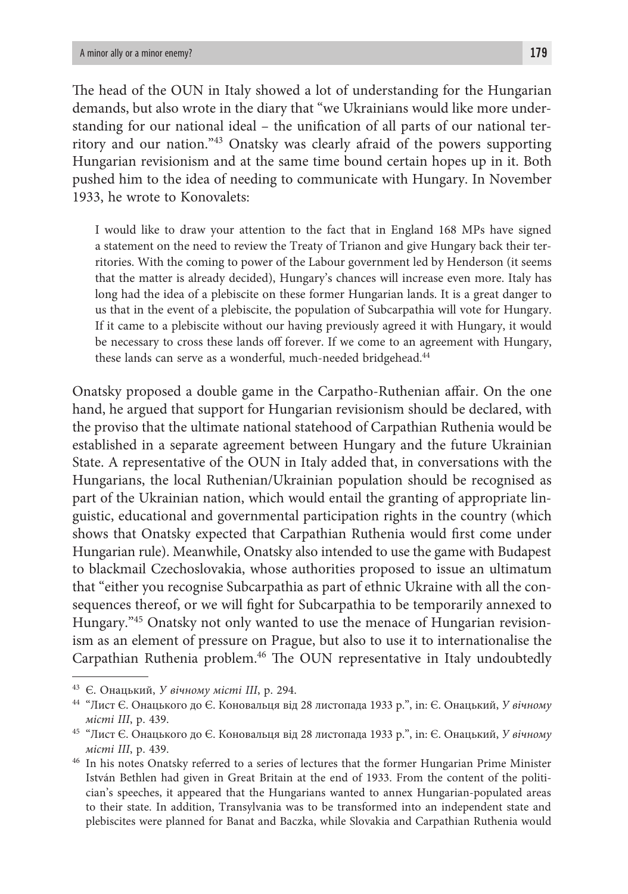The head of the OUN in Italy showed a lot of understanding for the Hungarian demands, but also wrote in the diary that "we Ukrainians would like more understanding for our national ideal – the unification of all parts of our national territory and our nation."[43] Onatsky was clearly afraid of the powers supporting Hungarian revisionism and at the same time bound certain hopes up in it. Both pushed him to the idea of needing to communicate with Hungary. In November 1933, he wrote to Konovalets:

> I would like to draw your attention to the fact that in England 168 MPs have signed a statement on the need to review the Treaty of Trianon and give Hungary back their territories. With the coming to power of the Labour government led by Henderson (it seems that the matter is already decided), Hungary's chances will increase even more. Italy has long had the idea of a plebiscite on these former Hungarian lands. It is a great danger to us that in the event of a plebiscite, the population of Subcarpathia will vote for Hungary. If it came to a plebiscite without our having previously agreed it with Hungary, it would be necessary to cross these lands off forever. If we come to an agreement with Hungary, these lands can serve as a wonderful, much-needed bridgehead.[44]

Onatsky proposed a double game in the Carpatho-Ruthenian affair. On the one hand, he argued that support for Hungarian revisionism should be declared, with the proviso that the ultimate national statehood of Carpathian Ruthenia would be established in a separate agreement between Hungary and the future Ukrainian State. A representative of the OUN in Italy added that, in conversations with the Hungarians, the local Ruthenian/Ukrainian population should be recognised as part of the Ukrainian nation, which would entail the granting of appropriate linguistic, educational and governmental participation rights in the country (which shows that Onatsky expected that Carpathian Ruthenia would first come under Hungarian rule). Meanwhile, Onatsky also intended to use the game with Budapest to blackmail Czechoslovakia, whose authorities proposed to issue an ultimatum that "either you recognise Subcarpathia as part of ethnic Ukraine with all the consequences thereof, or we will fight for Subcarpathia to be temporarily annexed to Hungary."[45] Onatsky not only wanted to use the menace of Hungarian revisionism as an element of pressure on Prague, but also to use it to internationalise the Carpathian Ruthenia problem.[46] The OUN representative in Italy undoubtedly

---

[43] Є. Онацький, *У вічному місті III*, p. 294.

[44] "Лист Є. Онацького до Є. Коновальця від 28 листопада 1933 р.", in: Є. Онацький, *У вічному місті III*, p. 439.

[45] "Лист Є. Онацького до Є. Коновальця від 28 листопада 1933 р.", in: Є. Онацький, *У вічному місті III*, p. 439.

[46] In his notes Onatsky referred to a series of lectures that the former Hungarian Prime Minister István Bethlen had given in Great Britain at the end of 1933. From the content of the politician's speeches, it appeared that the Hungarians wanted to annex Hungarian-populated areas to their state. In addition, Transylvania was to be transformed into an independent state and plebiscites were planned for Banat and Baczka, while Slovakia and Carpathian Ruthenia would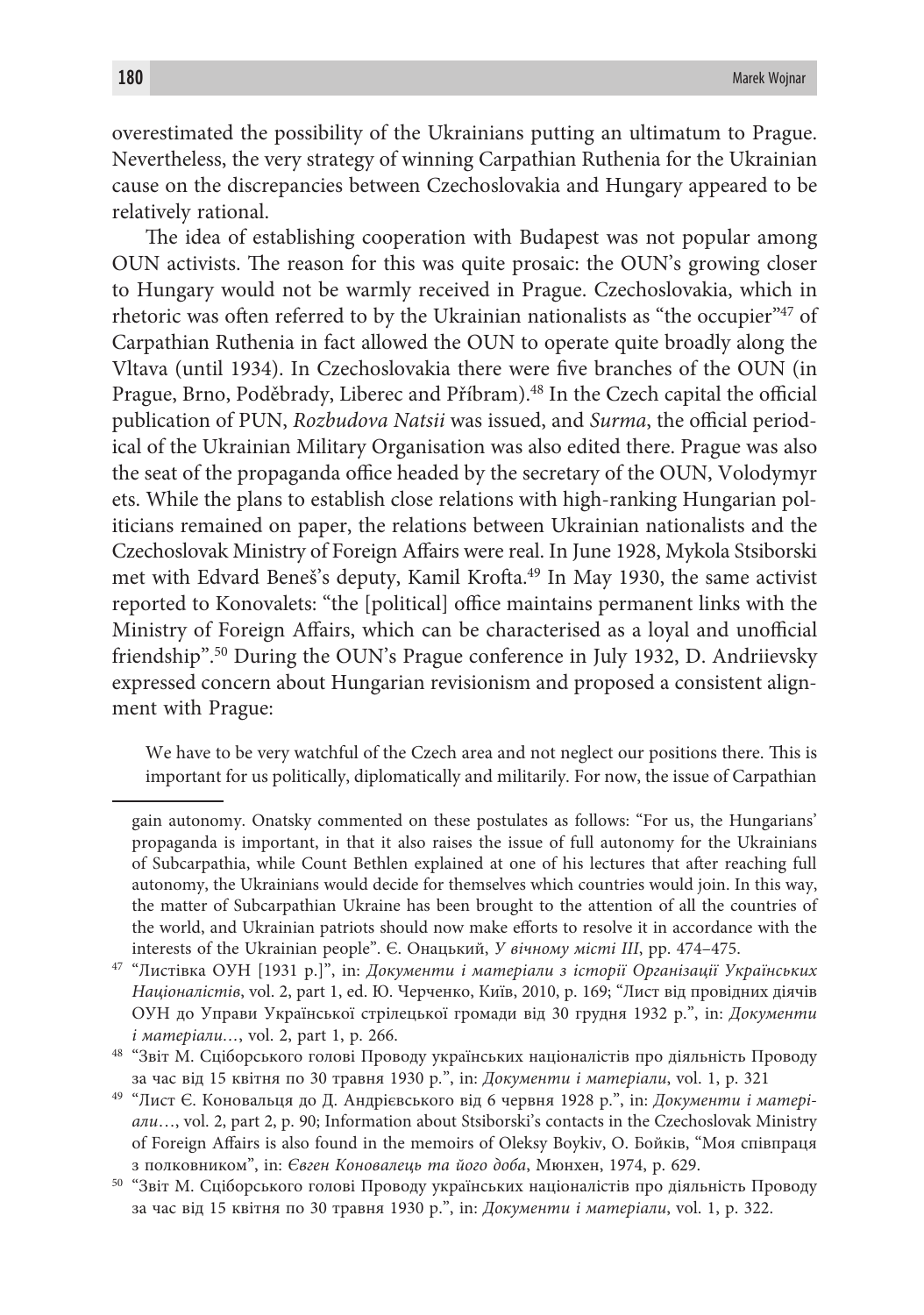overestimated the possibility of the Ukrainians putting an ultimatum to Prague. Nevertheless, the very strategy of winning Carpathian Ruthenia for the Ukrainian cause on the discrepancies between Czechoslovakia and Hungary appeared to be relatively rational.

The idea of establishing cooperation with Budapest was not popular among OUN activists. The reason for this was quite prosaic: the OUN's growing closer to Hungary would not be warmly received in Prague. Czechoslovakia, which in rhetoric was often referred to by the Ukrainian nationalists as "the occupier"[47] of Carpathian Ruthenia in fact allowed the OUN to operate quite broadly along the Vltava (until 1934). In Czechoslovakia there were five branches of the OUN (in Prague, Brno, Poděbrady, Liberec and Příbram).[48] In the Czech capital the official publication of PUN, *Rozbudova Natsii* was issued, and *Surma*, the official periodical of the Ukrainian Military Organisation was also edited there. Prague was also the seat of the propaganda office headed by the secretary of the OUN, Volodymyr ets. While the plans to establish close relations with high-ranking Hungarian politicians remained on paper, the relations between Ukrainian nationalists and the Czechoslovak Ministry of Foreign Affairs were real. In June 1928, Mykola Stsiborski met with Edvard Beneš's deputy, Kamil Krofta.[49] In May 1930, the same activist reported to Konovalets: "the [political] office maintains permanent links with the Ministry of Foreign Affairs, which can be characterised as a loyal and unofficial friendship".[50] During the OUN's Prague conference in July 1932, D. Andriievsky expressed concern about Hungarian revisionism and proposed a consistent alignment with Prague:

> We have to be very watchful of the Czech area and not neglect our positions there. This is important for us politically, diplomatically and militarily. For now, the issue of Carpathian

gain autonomy. Onatsky commented on these postulates as follows: "For us, the Hungarians' propaganda is important, in that it also raises the issue of full autonomy for the Ukrainians of Subcarpathia, while Count Bethlen explained at one of his lectures that after reaching full autonomy, the Ukrainians would decide for themselves which countries would join. In this way, the matter of Subcarpathian Ukraine has been brought to the attention of all the countries of the world, and Ukrainian patriots should now make efforts to resolve it in accordance with the interests of the Ukrainian people". Є. Онацький, *У вічному місті III*, pp. 474–475.

[47] "Листівка ОУН [1931 р.]", in: *Документи і матеріали з історії Організації Українських Націоналістів*, vol. 2, part 1, ed. Ю. Черченко, Київ, 2010, p. 169; "Лист від провідних діячів ОУН до Управи Української стрілецької громади від 30 грудня 1932 р.", in: *Документи і матеріали…*, vol. 2, part 1, p. 266.

[48] "Звіт М. Сціборського голові Проводу українських націоналістів про діяльність Проводу за час від 15 квітня по 30 травня 1930 р.", in: *Документи і матеріали*, vol. 1, p. 321

[49] "Лист Є. Коновальця до Д. Андрієвського від 6 червня 1928 р.", in: *Документи і матеріали…*, vol. 2, part 2, p. 90; Information about Stsiborski's contacts in the Czechoslovak Ministry of Foreign Affairs is also found in the memoirs of Oleksy Boykiv, О. Бойків, "Моя співпраця з полковником", in: *Євген Коновалець та його доба*, Мюнхен, 1974, p. 629.

[50] "Звіт М. Сціборського голові Проводу українських націоналістів про діяльність Проводу за час від 15 квітня по 30 травня 1930 р.", in: *Документи і матеріали*, vol. 1, p. 322.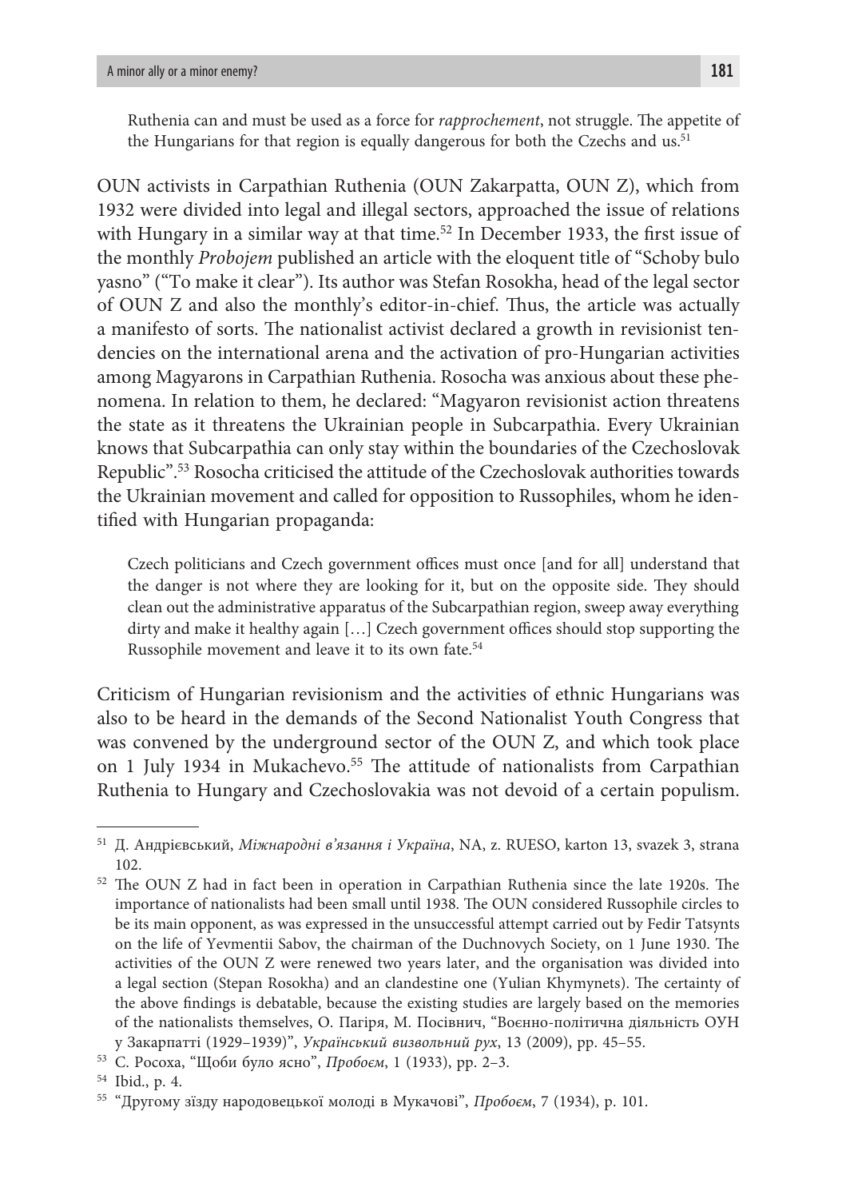> Ruthenia can and must be used as a force for *rapprochement*, not struggle. The appetite of the Hungarians for that region is equally dangerous for both the Czechs and us.[51]

OUN activists in Carpathian Ruthenia (OUN Zakarpatta, OUN Z), which from 1932 were divided into legal and illegal sectors, approached the issue of relations with Hungary in a similar way at that time.[52] In December 1933, the first issue of the monthly *Probojem* published an article with the eloquent title of "Schoby bulo yasno" ("To make it clear"). Its author was Stefan Rosokha, head of the legal sector of OUN Z and also the monthly's editor-in-chief. Thus, the article was actually a manifesto of sorts. The nationalist activist declared a growth in revisionist tendencies on the international arena and the activation of pro-Hungarian activities among Magyarons in Carpathian Ruthenia. Rosocha was anxious about these phenomena. In relation to them, he declared: "Magyaron revisionist action threatens the state as it threatens the Ukrainian people in Subcarpathia. Every Ukrainian knows that Subcarpathia can only stay within the boundaries of the Czechoslovak Republic".[53] Rosocha criticised the attitude of the Czechoslovak authorities towards the Ukrainian movement and called for opposition to Russophiles, whom he identified with Hungarian propaganda:

> Czech politicians and Czech government offices must once [and for all] understand that the danger is not where they are looking for it, but on the opposite side. They should clean out the administrative apparatus of the Subcarpathian region, sweep away everything dirty and make it healthy again […] Czech government offices should stop supporting the Russophile movement and leave it to its own fate.[54]

Criticism of Hungarian revisionism and the activities of ethnic Hungarians was also to be heard in the demands of the Second Nationalist Youth Congress that was convened by the underground sector of the OUN Z, and which took place on 1 July 1934 in Mukachevo.[55] The attitude of nationalists from Carpathian Ruthenia to Hungary and Czechoslovakia was not devoid of a certain populism.

---

[51] Д. Андрієвський, *Міжнародні в'язання і Україна*, NA, z. RUESO, karton 13, svazek 3, strana 102.

[52] The OUN Z had in fact been in operation in Carpathian Ruthenia since the late 1920s. The importance of nationalists had been small until 1938. The OUN considered Russophile circles to be its main opponent, as was expressed in the unsuccessful attempt carried out by Fedir Tatsynts on the life of Yevmentii Sabov, the chairman of the Duchnovych Society, on 1 June 1930. The activities of the OUN Z were renewed two years later, and the organisation was divided into a legal section (Stepan Rosokha) and an clandestine one (Yulian Khymynets). The certainty of the above findings is debatable, because the existing studies are largely based on the memories of the nationalists themselves, О. Пагіря, М. Посівнич, "Воєнно-політична діяльність ОУН у Закарпатті (1929–1939)", *Український визвольний рух*, 13 (2009), pp. 45–55.

[53] С. Росоха, "Щоби було ясно", *Пробоєм*, 1 (1933), pp. 2–3.

[54] Ibid., p. 4.

[55] "Другому зїзду народовецької молоді в Мукачові", *Пробоєм*, 7 (1934), p. 101.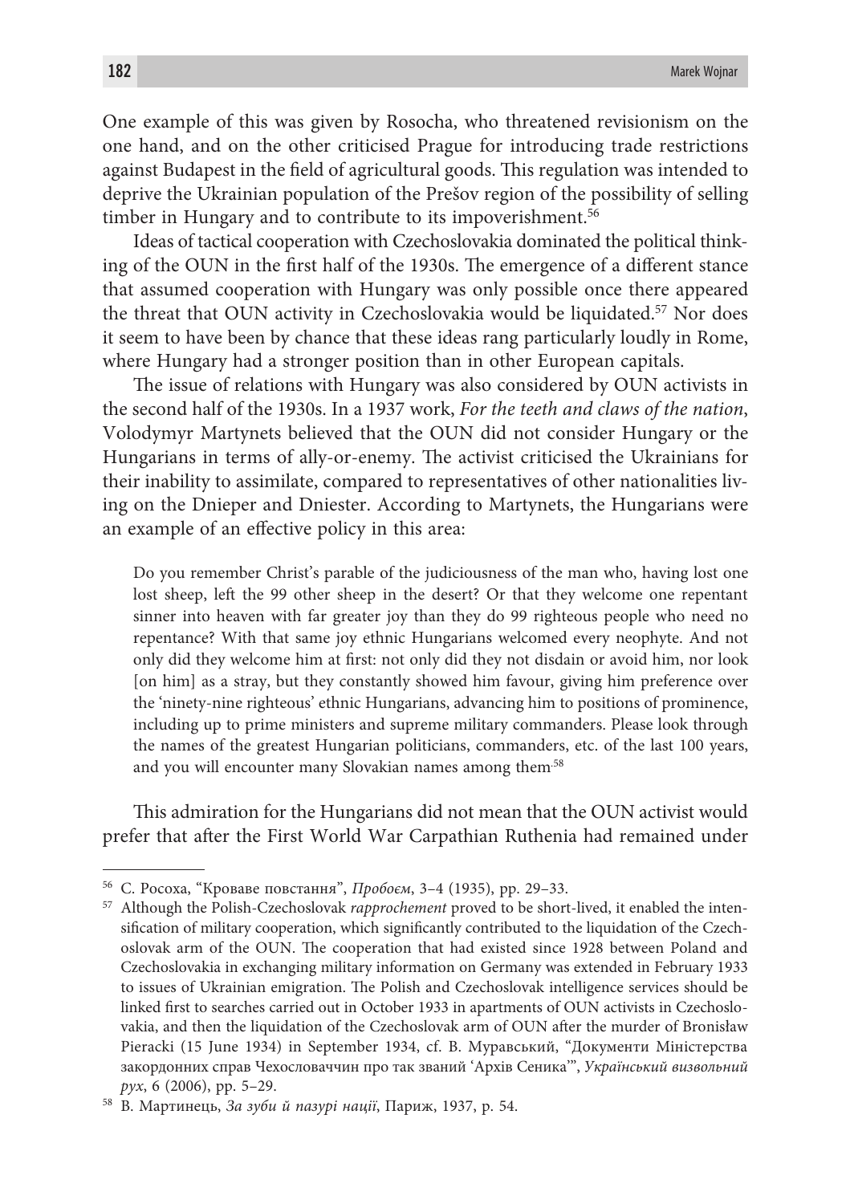One example of this was given by Rosocha, who threatened revisionism on the one hand, and on the other criticised Prague for introducing trade restrictions against Budapest in the field of agricultural goods. This regulation was intended to deprive the Ukrainian population of the Prešov region of the possibility of selling timber in Hungary and to contribute to its impoverishment.[56]

Ideas of tactical cooperation with Czechoslovakia dominated the political thinking of the OUN in the first half of the 1930s. The emergence of a different stance that assumed cooperation with Hungary was only possible once there appeared the threat that OUN activity in Czechoslovakia would be liquidated.[57] Nor does it seem to have been by chance that these ideas rang particularly loudly in Rome, where Hungary had a stronger position than in other European capitals.

The issue of relations with Hungary was also considered by OUN activists in the second half of the 1930s. In a 1937 work, *For the teeth and claws of the nation*, Volodymyr Martynets believed that the OUN did not consider Hungary or the Hungarians in terms of ally-or-enemy. The activist criticised the Ukrainians for their inability to assimilate, compared to representatives of other nationalities living on the Dnieper and Dniester. According to Martynets, the Hungarians were an example of an effective policy in this area:

> Do you remember Christ's parable of the judiciousness of the man who, having lost one lost sheep, left the 99 other sheep in the desert? Or that they welcome one repentant sinner into heaven with far greater joy than they do 99 righteous people who need no repentance? With that same joy ethnic Hungarians welcomed every neophyte. And not only did they welcome him at first: not only did they not disdain or avoid him, nor look [on him] as a stray, but they constantly showed him favour, giving him preference over the 'ninety-nine righteous' ethnic Hungarians, advancing him to positions of prominence, including up to prime ministers and supreme military commanders. Please look through the names of the greatest Hungarian politicians, commanders, etc. of the last 100 years, and you will encounter many Slovakian names among them.[58]

This admiration for the Hungarians did not mean that the OUN activist would prefer that after the First World War Carpathian Ruthenia had remained under

---

[56] С. Росоха, "Криваве повстання", *Пробоєм*, 3–4 (1935), pp. 29–33.

[57] Although the Polish-Czechoslovak *rapprochement* proved to be short-lived, it enabled the intensification of military cooperation, which significantly contributed to the liquidation of the Czechoslovak arm of the OUN. The cooperation that had existed since 1928 between Poland and Czechoslovakia in exchanging military information on Germany was extended in February 1933 to issues of Ukrainian emigration. The Polish and Czechoslovak intelligence services should be linked first to searches carried out in October 1933 in apartments of OUN activists in Czechoslovakia, and then the liquidation of the Czechoslovak arm of OUN after the murder of Bronisław Pieracki (15 June 1934) in September 1934, cf. В. Муравський, "Документи Міністерства закордонних справ Чехословаччини про так званий 'Архів Сеника'", *Український визвольний рух*, 6 (2006), pp. 5–29.

[58] В. Мартинець, *За зуби й пазурі нації*, Париж, 1937, p. 54.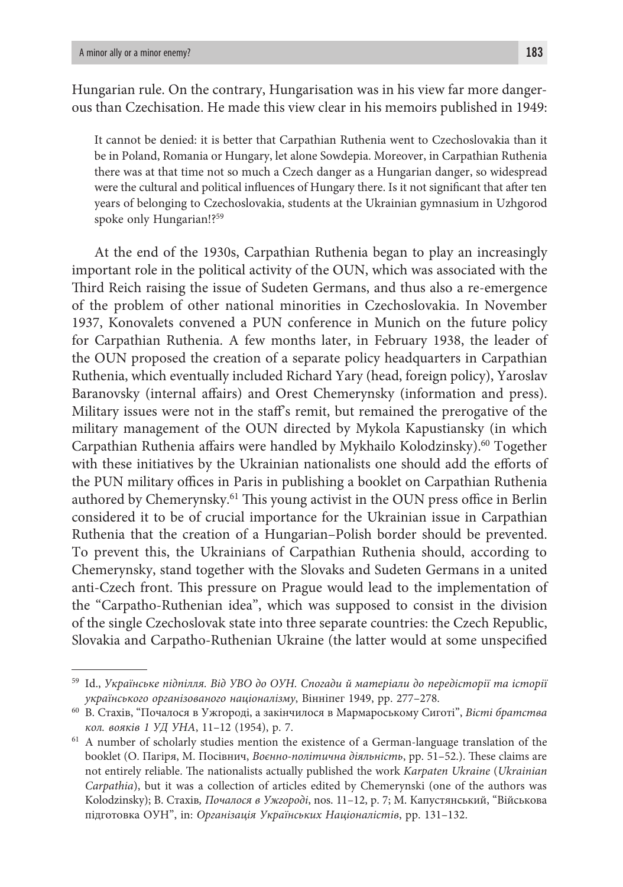Hungarian rule. On the contrary, Hungarisation was in his view far more dangerous than Czechisation. He made this view clear in his memoirs published in 1949:

> It cannot be denied: it is better that Carpathian Ruthenia went to Czechoslovakia than it be in Poland, Romania or Hungary, let alone Sowdepia. Moreover, in Carpathian Ruthenia there was at that time not so much a Czech danger as a Hungarian danger, so widespread were the cultural and political influences of Hungary there. Is it not significant that after ten years of belonging to Czechoslovakia, students at the Ukrainian gymnasium in Uzhgorod spoke only Hungarian!?[59]

At the end of the 1930s, Carpathian Ruthenia began to play an increasingly important role in the political activity of the OUN, which was associated with the Third Reich raising the issue of Sudeten Germans, and thus also a re-emergence of the problem of other national minorities in Czechoslovakia. In November 1937, Konovalets convened a PUN conference in Munich on the future policy for Carpathian Ruthenia. A few months later, in February 1938, the leader of the OUN proposed the creation of a separate policy headquarters in Carpathian Ruthenia, which eventually included Richard Yary (head, foreign policy), Yaroslav Baranovsky (internal affairs) and Orest Chemerynsky (information and press). Military issues were not in the staff's remit, but remained the prerogative of the military management of the OUN directed by Mykola Kapustiansky (in which Carpathian Ruthenia affairs were handled by Mykhailo Kolodzinsky).[60] Together with these initiatives by the Ukrainian nationalists one should add the efforts of the PUN military offices in Paris in publishing a booklet on Carpathian Ruthenia authored by Chemerynsky.[61] This young activist in the OUN press office in Berlin considered it to be of crucial importance for the Ukrainian issue in Carpathian Ruthenia that the creation of a Hungarian–Polish border should be prevented. To prevent this, the Ukrainians of Carpathian Ruthenia should, according to Chemerynsky, stand together with the Slovaks and Sudeten Germans in a united anti-Czech front. This pressure on Prague would lead to the implementation of the "Carpatho-Ruthenian idea", which was supposed to consist in the division of the single Czechoslovak state into three separate countries: the Czech Republic, Slovakia and Carpatho-Ruthenian Ukraine (the latter would at some unspecified

---

[59] Id., *Українське підпілля. Від УВО до ОУН. Спогади й матеріали до передісторії та історії українського організованого націоналізму*, Вінніпеґ 1949, pp. 277–278.

[60] В. Стахів, "Почалося в Ужгороді, а закінчилося в Мармароському Сиготі", *Вісті братства кол. вояків 1 УД УНА*, 11–12 (1954), p. 7.

[61] A number of scholarly studies mention the existence of a German-language translation of the booklet (О. Пагіря, М. Посівнич, *Воєнно-політична діяльність*, pp. 51–52.). These claims are not entirely reliable. The nationalists actually published the work *Karpaten Ukraine* (*Ukrainian Carpathia*), but it was a collection of articles edited by Chemerynski (one of the authors was Kolodzinsky); В. Стахів*, Почалося в Ужгороді*, nos. 11–12, p. 7; М. Капустянський, "Військова підготовка ОУН", in: *Організація Українських Націоналістів*, pp. 131–132.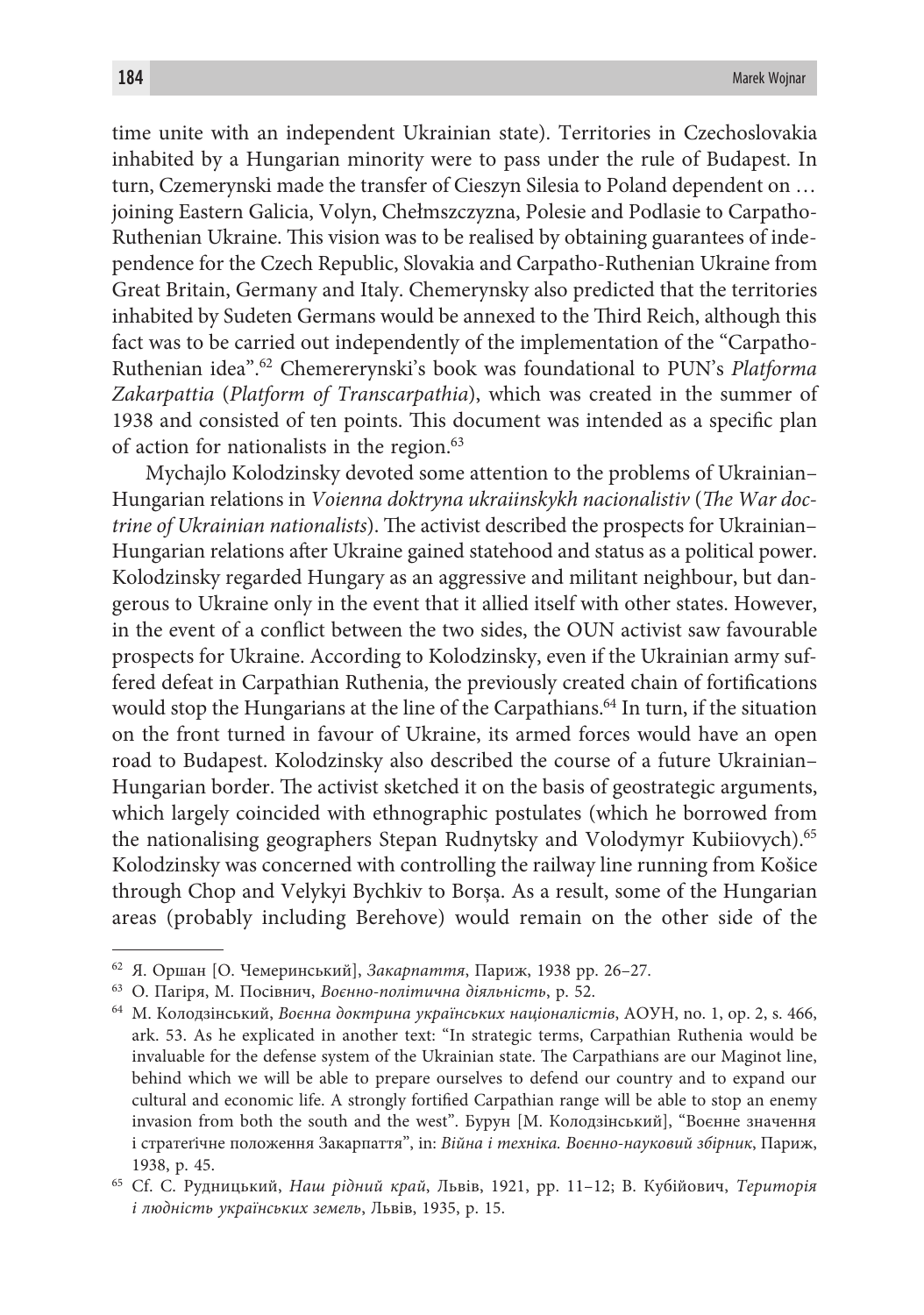time unite with an independent Ukrainian state). Territories in Czechoslovakia inhabited by a Hungarian minority were to pass under the rule of Budapest. In turn, Czemerynski made the transfer of Cieszyn Silesia to Poland dependent on … joining Eastern Galicia, Volyn, Chełmszczyzna, Polesie and Podlasie to Carpatho-Ruthenian Ukraine. This vision was to be realised by obtaining guarantees of independence for the Czech Republic, Slovakia and Carpatho-Ruthenian Ukraine from Great Britain, Germany and Italy. Chemerynsky also predicted that the territories inhabited by Sudeten Germans would be annexed to the Third Reich, although this fact was to be carried out independently of the implementation of the "Carpatho-Ruthenian idea".[62] Chemererynski's book was foundational to PUN's *Platforma Zakarpattia* (*Platform of Transcarpathia*), which was created in the summer of 1938 and consisted of ten points. This document was intended as a specific plan of action for nationalists in the region.[63]

Mychajlo Kolodzinsky devoted some attention to the problems of Ukrainian–Hungarian relations in *Voienna doktryna ukraiinskykh nacionalistiv* (*The War doctrine of Ukrainian nationalists*). The activist described the prospects for Ukrainian–Hungarian relations after Ukraine gained statehood and status as a political power. Kolodzinsky regarded Hungary as an aggressive and militant neighbour, but dangerous to Ukraine only in the event that it allied itself with other states. However, in the event of a conflict between the two sides, the OUN activist saw favourable prospects for Ukraine. According to Kolodzinsky, even if the Ukrainian army suffered defeat in Carpathian Ruthenia, the previously created chain of fortifications would stop the Hungarians at the line of the Carpathians.[64] In turn, if the situation on the front turned in favour of Ukraine, its armed forces would have an open road to Budapest. Kolodzinsky also described the course of a future Ukrainian–Hungarian border. The activist sketched it on the basis of geostrategic arguments, which largely coincided with ethnographic postulates (which he borrowed from the nationalising geographers Stepan Rudnytsky and Volodymyr Kubiiovych).[65] Kolodzinsky was concerned with controlling the railway line running from Košice through Chop and Velykyi Bychkiv to Borșa. As a result, some of the Hungarian areas (probably including Berehove) would remain on the other side of the

---

[62] Я. Оршан [О. Чеменринський], *Закарпаття*, Париж, 1938 pp. 26–27.

[63] О. Пагіря, М. Посівнич, *Воєнно-політична діяльність*, p. 52.

[64] М. Колодзінський, *Воєнна доктрина українських націоналістів*, АОУН, no. 1, op. 2, s. 466, ark. 53. As he explicated in another text: "In strategic terms, Carpathian Ruthenia would be invaluable for the defense system of the Ukrainian state. The Carpathians are our Maginot line, behind which we will be able to prepare ourselves to defend our country and to expand our cultural and economic life. A strongly fortified Carpathian range will be able to stop an enemy invasion from both the south and the west". Бурун [М. Колодзінський], "Воєнне значення і стратеґічне положення Закарпаття", in: *Війна і техніка. Воєнно-науковий збірник*, Париж, 1938, p. 45.

[65] Cf. С. Рудницький, *Наш рідний край*, Львів, 1921, pp. 11–12; В. Кубійович, *Територія і людність українських земель*, Львів, 1935, p. 15.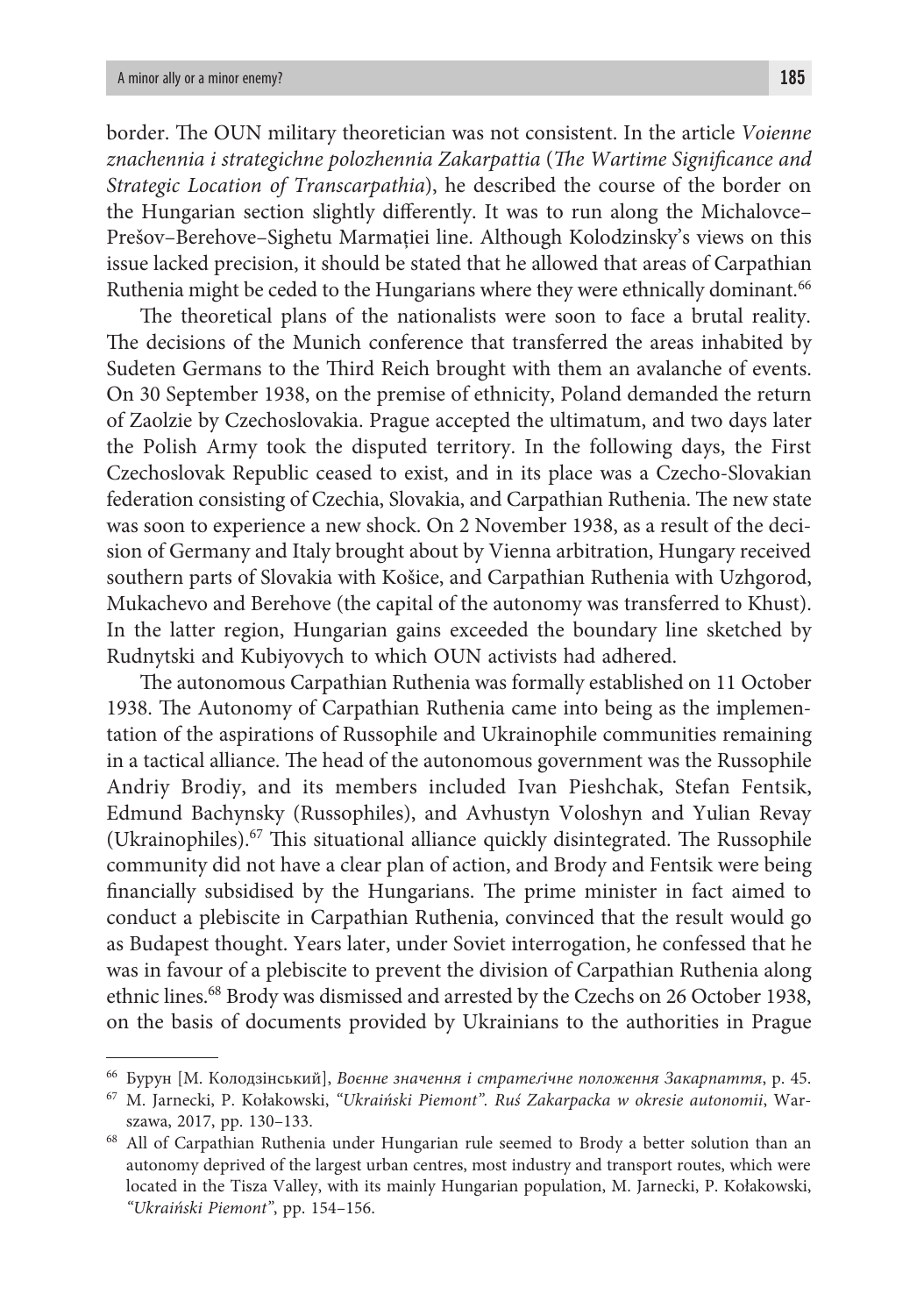border. The OUN military theoretician was not consistent. In the article *Voienne znachennia i strategichne polozhennia Zakarpattia* (*The Wartime Significance and Strategic Location of Transcarpathia*), he described the course of the border on the Hungarian section slightly differently. It was to run along the Michalovce–Prešov–Berehove–Sighetu Marmației line. Although Kolodzinsky's views on this issue lacked precision, it should be stated that he allowed that areas of Carpathian Ruthenia might be ceded to the Hungarians where they were ethnically dominant.[66]

The theoretical plans of the nationalists were soon to face a brutal reality. The decisions of the Munich conference that transferred the areas inhabited by Sudeten Germans to the Third Reich brought with them an avalanche of events. On 30 September 1938, on the premise of ethnicity, Poland demanded the return of Zaolzie by Czechoslovakia. Prague accepted the ultimatum, and two days later the Polish Army took the disputed territory. In the following days, the First Czechoslovak Republic ceased to exist, and in its place was a Czecho-Slovakian federation consisting of Czechia, Slovakia, and Carpathian Ruthenia. The new state was soon to experience a new shock. On 2 November 1938, as a result of the decision of Germany and Italy brought about by Vienna arbitration, Hungary received southern parts of Slovakia with Košice, and Carpathian Ruthenia with Uzhgorod, Mukachevo and Berehove (the capital of the autonomy was transferred to Khust). In the latter region, Hungarian gains exceeded the boundary line sketched by Rudnytski and Kubiyovych to which OUN activists had adhered.

The autonomous Carpathian Ruthenia was formally established on 11 October 1938. The Autonomy of Carpathian Ruthenia came into being as the implementation of the aspirations of Russophile and Ukrainophile communities remaining in a tactical alliance. The head of the autonomous government was the Russophile Andriy Brodiy, and its members included Ivan Pieshchak, Stefan Fentsik, Edmund Bachynsky (Russophiles), and Avhustyn Voloshyn and Yulian Revay (Ukrainophiles).[67] This situational alliance quickly disintegrated. The Russophile community did not have a clear plan of action, and Brody and Fentsik were being financially subsidised by the Hungarians. The prime minister in fact aimed to conduct a plebiscite in Carpathian Ruthenia, convinced that the result would go as Budapest thought. Years later, under Soviet interrogation, he confessed that he was in favour of a plebiscite to prevent the division of Carpathian Ruthenia along ethnic lines.[68] Brody was dismissed and arrested by the Czechs on 26 October 1938, on the basis of documents provided by Ukrainians to the authorities in Prague

---

[66] Бурун [М. Колодзінський], *Воєнне значення і стратегічне положення Закарпаття*, p. 45.

[67] M. Jarnecki, P. Kołakowski, *"Ukraiński Piemont". Ruś Zakarpacka w okresie autonomii*, Warszawa, 2017, pp. 130–133.

[68] All of Carpathian Ruthenia under Hungarian rule seemed to Brody a better solution than an autonomy deprived of the largest urban centres, most industry and transport routes, which were located in the Tisza Valley, with its mainly Hungarian population, M. Jarnecki, P. Kołakowski, *"Ukraiński Piemont"*, pp. 154–156.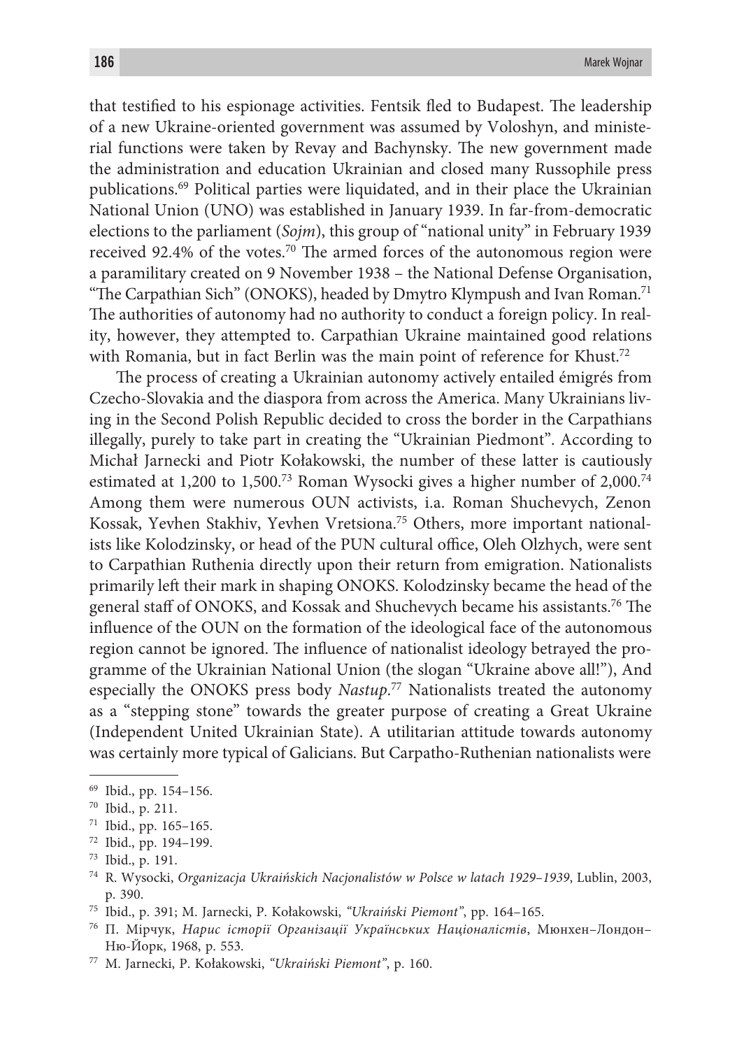that testified to his espionage activities. Fentsik fled to Budapest. The leadership of a new Ukraine-oriented government was assumed by Voloshyn, and ministerial functions were taken by Revay and Bachynsky. The new government made the administration and education Ukrainian and closed many Russophile press publications.[69] Political parties were liquidated, and in their place the Ukrainian National Union (UNO) was established in January 1939. In far-from-democratic elections to the parliament (*Sojm*), this group of "national unity" in February 1939 received 92.4% of the votes.[70] The armed forces of the autonomous region were a paramilitary created on 9 November 1938 – the National Defense Organisation, "The Carpathian Sich" (ONOKS), headed by Dmytro Klympush and Ivan Roman.[71] The authorities of autonomy had no authority to conduct a foreign policy. In reality, however, they attempted to. Carpathian Ukraine maintained good relations with Romania, but in fact Berlin was the main point of reference for Khust.[72]

The process of creating a Ukrainian autonomy actively entailed émigrés from Czecho-Slovakia and the diaspora from across the America. Many Ukrainians living in the Second Polish Republic decided to cross the border in the Carpathians illegally, purely to take part in creating the "Ukrainian Piedmont". According to Michał Jarnecki and Piotr Kołakowski, the number of these latter is cautiously estimated at 1,200 to 1,500.[73] Roman Wysocki gives a higher number of 2,000.[74] Among them were numerous OUN activists, i.a. Roman Shuchevych, Zenon Kossak, Yevhen Stakhiv, Yevhen Vretsiona.[75] Others, more important nationalists like Kolodzinsky, or head of the PUN cultural office, Oleh Olzhych, were sent to Carpathian Ruthenia directly upon their return from emigration. Nationalists primarily left their mark in shaping ONOKS. Kolodzinsky became the head of the general staff of ONOKS, and Kossak and Shuchevych became his assistants.[76] The influence of the OUN on the formation of the ideological face of the autonomous region cannot be ignored. The influence of nationalist ideology betrayed the programme of the Ukrainian National Union (the slogan "Ukraine above all!"), And especially the ONOKS press body *Nastup*.[77] Nationalists treated the autonomy as a "stepping stone" towards the greater purpose of creating a Great Ukraine (Independent United Ukrainian State). A utilitarian attitude towards autonomy was certainly more typical of Galicians. But Carpatho-Ruthenian nationalists were

---

[69] Ibid., pp. 154–156.

[70] Ibid., p. 211.

[71] Ibid., pp. 165–165.

[72] Ibid., pp. 194–199.

[73] Ibid., p. 191.

[74] R. Wysocki, *Organizacja Ukraińskich Nacjonalistów w Polsce w latach 1929–1939*, Lublin, 2003, p. 390.

[75] Ibid., p. 391; M. Jarnecki, P. Kołakowski, *"Ukraiński Piemont"*, pp. 164–165.

[76] П. Мірчук, *Нарис історії Організації Українських Націоналістів*, Мюнхен–Лондон–Ню-Йорк, 1968, p. 553.

[77] M. Jarnecki, P. Kołakowski, *"Ukraiński Piemont"*, p. 160.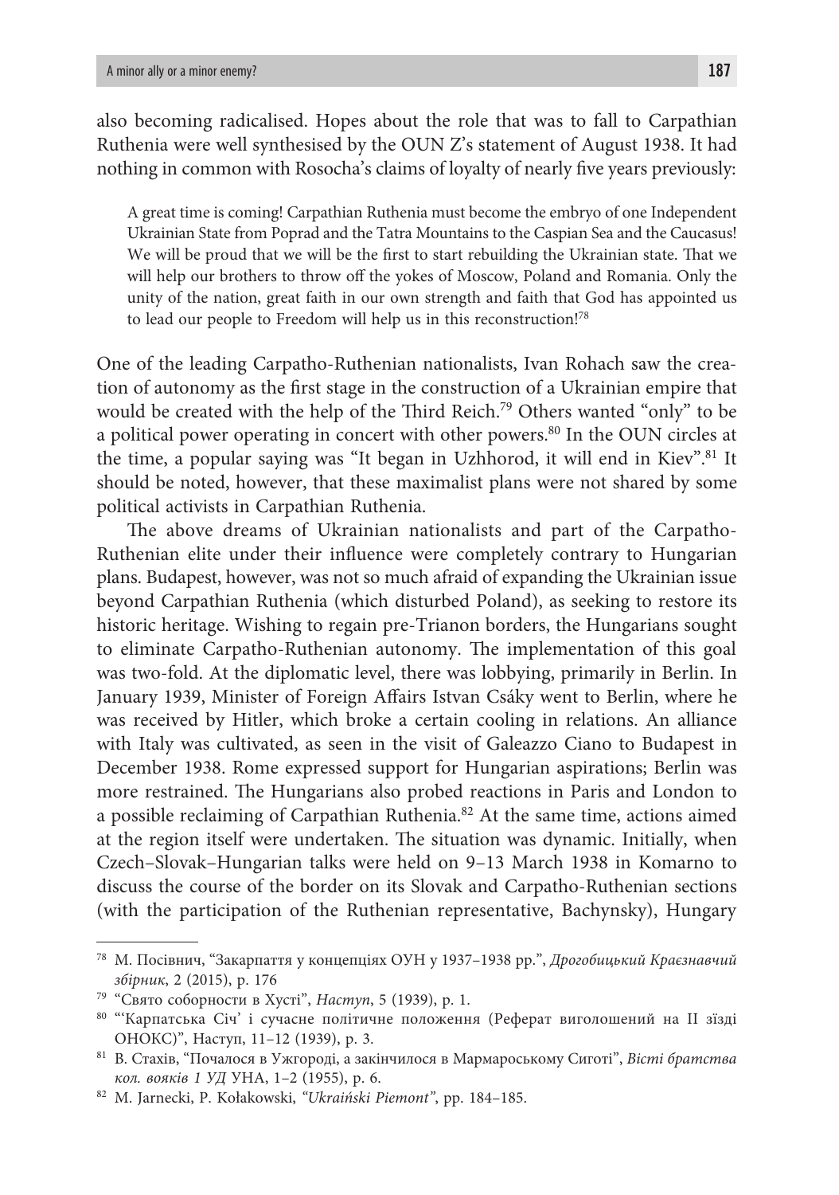also becoming radicalised. Hopes about the role that was to fall to Carpathian Ruthenia were well synthesised by the OUN Z's statement of August 1938. It had nothing in common with Rosocha's claims of loyalty of nearly five years previously:

> A great time is coming! Carpathian Ruthenia must become the embryo of one Independent Ukrainian State from Poprad and the Tatra Mountains to the Caspian Sea and the Caucasus! We will be proud that we will be the first to start rebuilding the Ukrainian state. That we will help our brothers to throw off the yokes of Moscow, Poland and Romania. Only the unity of the nation, great faith in our own strength and faith that God has appointed us to lead our people to Freedom will help us in this reconstruction![78]

One of the leading Carpatho-Ruthenian nationalists, Ivan Rohach saw the creation of autonomy as the first stage in the construction of a Ukrainian empire that would be created with the help of the Third Reich.[79] Others wanted "only" to be a political power operating in concert with other powers.[80] In the OUN circles at the time, a popular saying was "It began in Uzhhorod, it will end in Kiev".[81] It should be noted, however, that these maximalist plans were not shared by some political activists in Carpathian Ruthenia.

The above dreams of Ukrainian nationalists and part of the Carpatho-Ruthenian elite under their influence were completely contrary to Hungarian plans. Budapest, however, was not so much afraid of expanding the Ukrainian issue beyond Carpathian Ruthenia (which disturbed Poland), as seeking to restore its historic heritage. Wishing to regain pre-Trianon borders, the Hungarians sought to eliminate Carpatho-Ruthenian autonomy. The implementation of this goal was two-fold. At the diplomatic level, there was lobbying, primarily in Berlin. In January 1939, Minister of Foreign Affairs Istvan Csáky went to Berlin, where he was received by Hitler, which broke a certain cooling in relations. An alliance with Italy was cultivated, as seen in the visit of Galeazzo Ciano to Budapest in December 1938. Rome expressed support for Hungarian aspirations; Berlin was more restrained. The Hungarians also probed reactions in Paris and London to a possible reclaiming of Carpathian Ruthenia.[82] At the same time, actions aimed at the region itself were undertaken. The situation was dynamic. Initially, when Czech–Slovak–Hungarian talks were held on 9–13 March 1938 in Komarno to discuss the course of the border on its Slovak and Carpatho-Ruthenian sections (with the participation of the Ruthenian representative, Bachynsky), Hungary

---

[78] М. Посівнич, "Закарпаття у концепціях ОУН у 1937–1938 рр.", *Дрогобицький Краєзнавчий збірник*, 2 (2015), p. 176

[79] "Свято соборности в Хусті", *Наступ*, 5 (1939), p. 1.

[80] "'Карпатська Січ' і сучасне політичне положення (Реферат виголошений на II зїзді ОНОКС)", Наступ, 11–12 (1939), p. 3.

[81] В. Стахів, "Почалося в Ужгороді, а закінчилося в Мармароському Сиготі", *Вісті братства кол. вояків 1 УД* УНА, 1–2 (1955), p. 6.

[82] M. Jarnecki, P. Kołakowski, *"Ukraiński Piemont"*, pp. 184–185.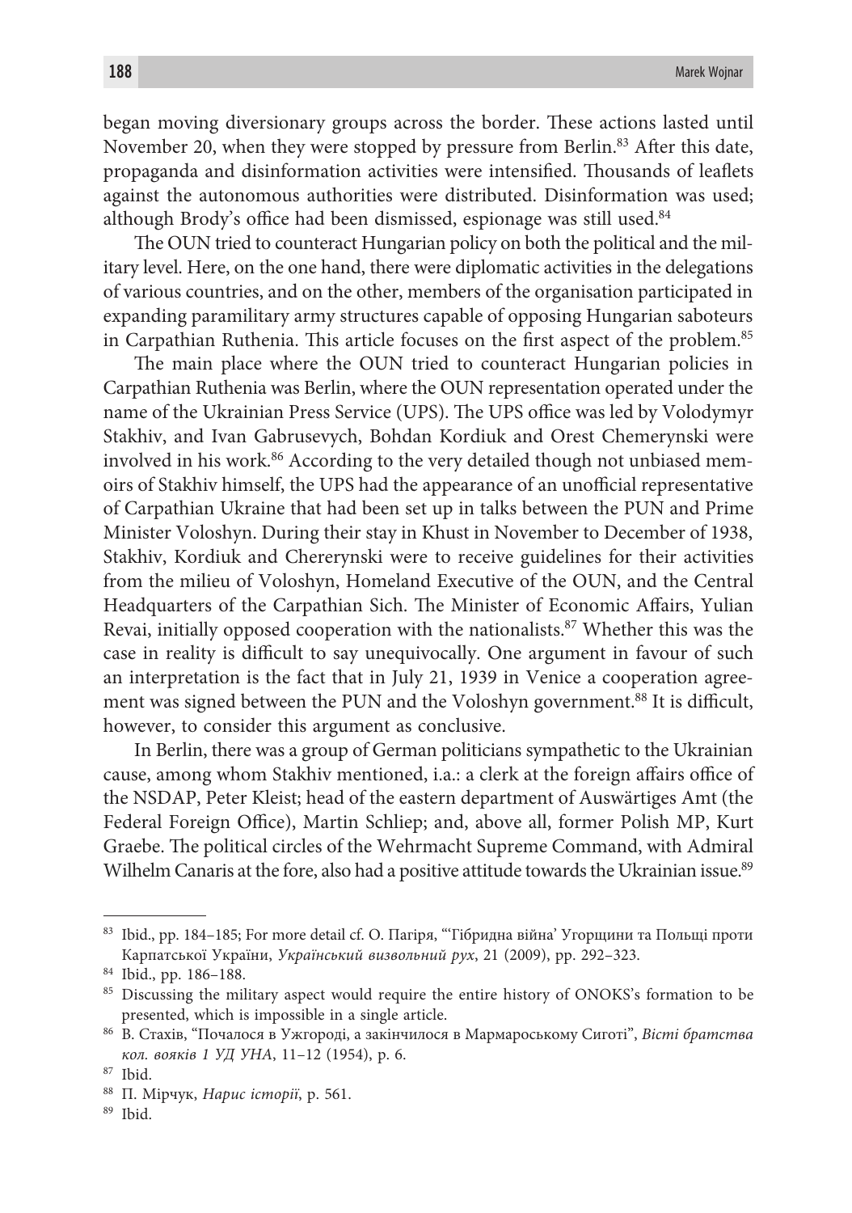began moving diversionary groups across the border. These actions lasted until November 20, when they were stopped by pressure from Berlin.[83] After this date, propaganda and disinformation activities were intensified. Thousands of leaflets against the autonomous authorities were distributed. Disinformation was used; although Brody's office had been dismissed, espionage was still used.[84]

The OUN tried to counteract Hungarian policy on both the political and the military level. Here, on the one hand, there were diplomatic activities in the delegations of various countries, and on the other, members of the organisation participated in expanding paramilitary army structures capable of opposing Hungarian saboteurs in Carpathian Ruthenia. This article focuses on the first aspect of the problem.[85]

The main place where the OUN tried to counteract Hungarian policies in Carpathian Ruthenia was Berlin, where the OUN representation operated under the name of the Ukrainian Press Service (UPS). The UPS office was led by Volodymyr Stakhiv, and Ivan Gabrusevych, Bohdan Kordiuk and Orest Chemerynski were involved in his work.[86] According to the very detailed though not unbiased memoirs of Stakhiv himself, the UPS had the appearance of an unofficial representative of Carpathian Ukraine that had been set up in talks between the PUN and Prime Minister Voloshyn. During their stay in Khust in November to December of 1938, Stakhiv, Kordiuk and Chererynski were to receive guidelines for their activities from the milieu of Voloshyn, Homeland Executive of the OUN, and the Central Headquarters of the Carpathian Sich. The Minister of Economic Affairs, Yulian Revai, initially opposed cooperation with the nationalists.[87] Whether this was the case in reality is difficult to say unequivocally. One argument in favour of such an interpretation is the fact that in July 21, 1939 in Venice a cooperation agreement was signed between the PUN and the Voloshyn government.[88] It is difficult, however, to consider this argument as conclusive.

In Berlin, there was a group of German politicians sympathetic to the Ukrainian cause, among whom Stakhiv mentioned, i.a.: a clerk at the foreign affairs office of the NSDAP, Peter Kleist; head of the eastern department of Auswärtiges Amt (the Federal Foreign Office), Martin Schliep; and, above all, former Polish MP, Kurt Graebe. The political circles of the Wehrmacht Supreme Command, with Admiral Wilhelm Canaris at the fore, also had a positive attitude towards the Ukrainian issue.[89]

---

[83] Ibid., pp. 184–185; For more detail cf. О. Пагіря, "'Гібридна війна' Угорщини та Польщі проти Карпатської України, *Український визвольний рух*, 21 (2009), pp. 292–323.

[84] Ibid., pp. 186–188.

[85] Discussing the military aspect would require the entire history of ONOKS's formation to be presented, which is impossible in a single article.

[86] В. Стахів, "Почалося в Ужгороді, а закінчилося в Мармароському Сиготі", *Вісті братства кол. вояків 1 УД УНА*, 11–12 (1954), p. 6.

[87] Ibid.

[88] П. Мірчук, *Нарис історії*, p. 561.

[89] Ibid.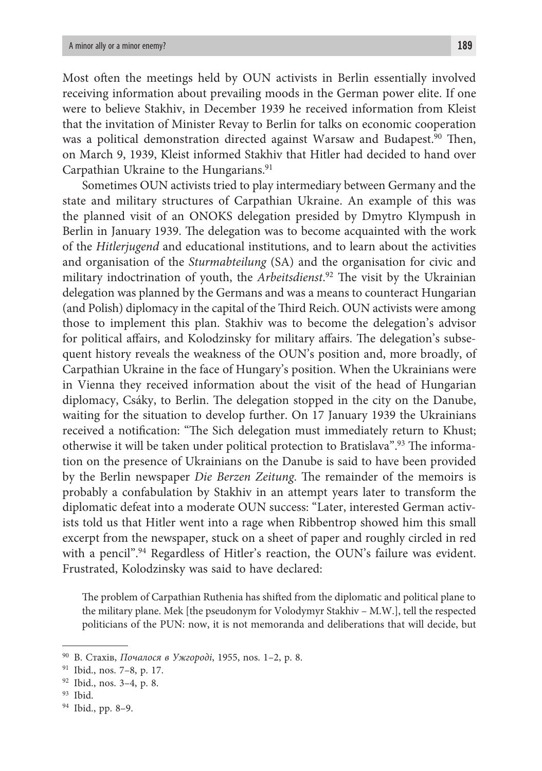Most often the meetings held by OUN activists in Berlin essentially involved receiving information about prevailing moods in the German power elite. If one were to believe Stakhiv, in December 1939 he received information from Kleist that the invitation of Minister Revay to Berlin for talks on economic cooperation was a political demonstration directed against Warsaw and Budapest.[90] Then, on March 9, 1939, Kleist informed Stakhiv that Hitler had decided to hand over Carpathian Ukraine to the Hungarians.[91]

Sometimes OUN activists tried to play intermediary between Germany and the state and military structures of Carpathian Ukraine. An example of this was the planned visit of an ONOKS delegation presided by Dmytro Klympush in Berlin in January 1939. The delegation was to become acquainted with the work of the *Hitlerjugend* and educational institutions, and to learn about the activities and organisation of the *Sturmabteilung* (SA) and the organisation for civic and military indoctrination of youth, the *Arbeitsdienst*.[92] The visit by the Ukrainian delegation was planned by the Germans and was a means to counteract Hungarian (and Polish) diplomacy in the capital of the Third Reich. OUN activists were among those to implement this plan. Stakhiv was to become the delegation's advisor for political affairs, and Kolodzinsky for military affairs. The delegation's subsequent history reveals the weakness of the OUN's position and, more broadly, of Carpathian Ukraine in the face of Hungary's position. When the Ukrainians were in Vienna they received information about the visit of the head of Hungarian diplomacy, Csáky, to Berlin. The delegation stopped in the city on the Danube, waiting for the situation to develop further. On 17 January 1939 the Ukrainians received a notification: "The Sich delegation must immediately return to Khust; otherwise it will be taken under political protection to Bratislava".[93] The information on the presence of Ukrainians on the Danube is said to have been provided by the Berlin newspaper *Die Berzen Zeitung*. The remainder of the memoirs is probably a confabulation by Stakhiv in an attempt years later to transform the diplomatic defeat into a moderate OUN success: "Later, interested German activists told us that Hitler went into a rage when Ribbentrop showed him this small excerpt from the newspaper, stuck on a sheet of paper and roughly circled in red with a pencil".[94] Regardless of Hitler's reaction, the OUN's failure was evident. Frustrated, Kolodzinsky was said to have declared:

> The problem of Carpathian Ruthenia has shifted from the diplomatic and political plane to the military plane. Mek [the pseudonym for Volodymyr Stakhiv – M.W.], tell the respected politicians of the PUN: now, it is not memoranda and deliberations that will decide, but

---

[90] В. Стахів, *Почалося в Ужгороді*, 1955, nos. 1–2, p. 8.

[91] Ibid., nos. 7–8, p. 17.

[92] Ibid., nos. 3–4, p. 8.

[93] Ibid.

[94] Ibid., pp. 8–9.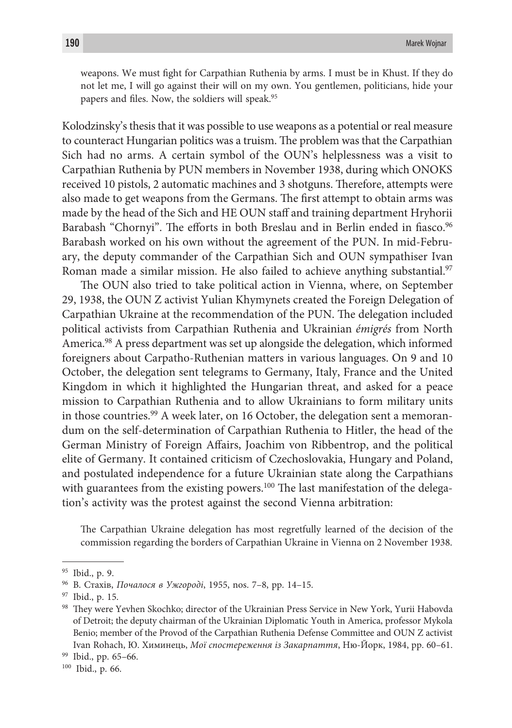> weapons. We must fight for Carpathian Ruthenia by arms. I must be in Khust. If they do not let me, I will go against their will on my own. You gentlemen, politicians, hide your papers and files. Now, the soldiers will speak.[95]

Kolodzinsky's thesis that it was possible to use weapons as a potential or real measure to counteract Hungarian politics was a truism. The problem was that the Carpathian Sich had no arms. A certain symbol of the OUN's helplessness was a visit to Carpathian Ruthenia by PUN members in November 1938, during which ONOKS received 10 pistols, 2 automatic machines and 3 shotguns. Therefore, attempts were also made to get weapons from the Germans. The first attempt to obtain arms was made by the head of the Sich and HE OUN staff and training department Hryhorii Barabash "Chornyi". The efforts in both Breslau and in Berlin ended in fiasco.[96] Barabash worked on his own without the agreement of the PUN. In mid-February, the deputy commander of the Carpathian Sich and OUN sympathiser Ivan Roman made a similar mission. He also failed to achieve anything substantial.[97]

The OUN also tried to take political action in Vienna, where, on September 29, 1938, the OUN Z activist Yulian Khymynets created the Foreign Delegation of Carpathian Ukraine at the recommendation of the PUN. The delegation included political activists from Carpathian Ruthenia and Ukrainian *émigrés* from North America.[98] A press department was set up alongside the delegation, which informed foreigners about Carpatho-Ruthenian matters in various languages. On 9 and 10 October, the delegation sent telegrams to Germany, Italy, France and the United Kingdom in which it highlighted the Hungarian threat, and asked for a peace mission to Carpathian Ruthenia and to allow Ukrainians to form military units in those countries.[99] A week later, on 16 October, the delegation sent a memorandum on the self-determination of Carpathian Ruthenia to Hitler, the head of the German Ministry of Foreign Affairs, Joachim von Ribbentrop, and the political elite of Germany. It contained criticism of Czechoslovakia, Hungary and Poland, and postulated independence for a future Ukrainian state along the Carpathians with guarantees from the existing powers.[100] The last manifestation of the delegation's activity was the protest against the second Vienna arbitration:

> The Carpathian Ukraine delegation has most regretfully learned of the decision of the commission regarding the borders of Carpathian Ukraine in Vienna on 2 November 1938.

---

[95] Ibid., p. 9.

[96] В. Стахів, *Почалося в Ужгороді*, 1955, nos. 7–8, pp. 14–15.

[97] Ibid., p. 15.

[98] They were Yevhen Skochko; director of the Ukrainian Press Service in New York, Yurii Habovda of Detroit; the deputy chairman of the Ukrainian Diplomatic Youth in America, professor Mykola Benio; member of the Provod of the Carpathian Ruthenia Defense Committee and OUN Z activist Ivan Rohach, Ю. Химинець, *Мої спостереження із Закарпаття*, Ню-Йорк, 1984, pp. 60–61.

[99] Ibid., pp. 65–66.

[100] Ibid., p. 66.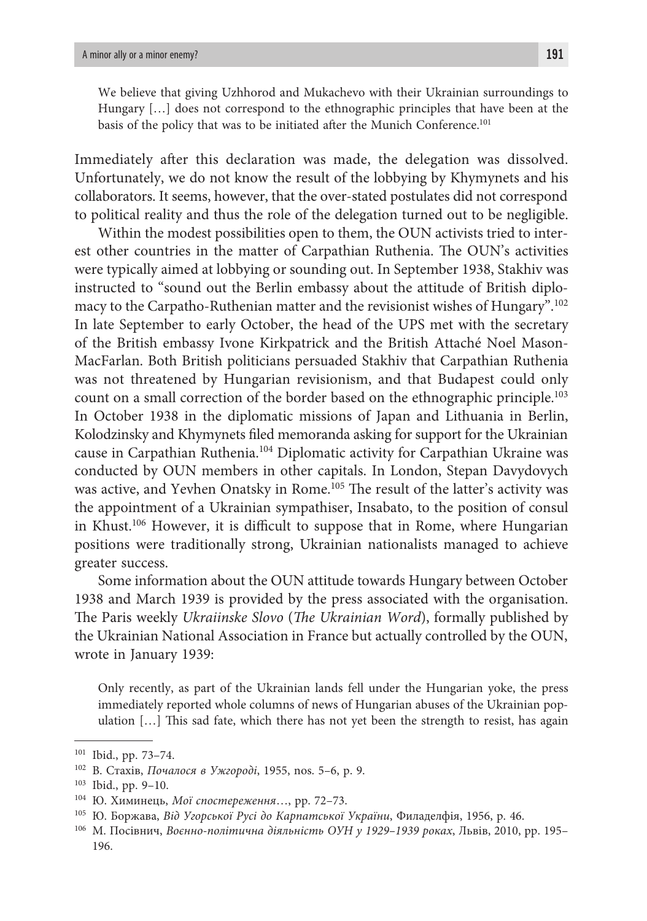> We believe that giving Uzhhorod and Mukachevo with their Ukrainian surroundings to Hungary […] does not correspond to the ethnographic principles that have been at the basis of the policy that was to be initiated after the Munich Conference.[101]

Immediately after this declaration was made, the delegation was dissolved. Unfortunately, we do not know the result of the lobbying by Khymynets and his collaborators. It seems, however, that the over-stated postulates did not correspond to political reality and thus the role of the delegation turned out to be negligible.

Within the modest possibilities open to them, the OUN activists tried to interest other countries in the matter of Carpathian Ruthenia. The OUN's activities were typically aimed at lobbying or sounding out. In September 1938, Stakhiv was instructed to "sound out the Berlin embassy about the attitude of British diplomacy to the Carpatho-Ruthenian matter and the revisionist wishes of Hungary".[102] In late September to early October, the head of the UPS met with the secretary of the British embassy Ivone Kirkpatrick and the British Attaché Noel Mason-MacFarlan. Both British politicians persuaded Stakhiv that Carpathian Ruthenia was not threatened by Hungarian revisionism, and that Budapest could only count on a small correction of the border based on the ethnographic principle.[103] In October 1938 in the diplomatic missions of Japan and Lithuania in Berlin, Kolodzinsky and Khymynets filed memoranda asking for support for the Ukrainian cause in Carpathian Ruthenia.[104] Diplomatic activity for Carpathian Ukraine was conducted by OUN members in other capitals. In London, Stepan Davydovych was active, and Yevhen Onatsky in Rome.[105] The result of the latter's activity was the appointment of a Ukrainian sympathiser, Insabato, to the position of consul in Khust.[106] However, it is difficult to suppose that in Rome, where Hungarian positions were traditionally strong, Ukrainian nationalists managed to achieve greater success.

Some information about the OUN attitude towards Hungary between October 1938 and March 1939 is provided by the press associated with the organisation. The Paris weekly *Ukraiinske Slovo* (*The Ukrainian Word*), formally published by the Ukrainian National Association in France but actually controlled by the OUN, wrote in January 1939:

> Only recently, as part of the Ukrainian lands fell under the Hungarian yoke, the press immediately reported whole columns of news of Hungarian abuses of the Ukrainian population […] This sad fate, which there has not yet been the strength to resist, has again

---

[101] Ibid., pp. 73–74.

[102] В. Стахів, *Почалося в Ужгороді*, 1955, nos. 5–6, p. 9.

[103] Ibid., pp. 9–10.

[104] Ю. Химинець, *Мої спостереження*…, pp. 72–73.

[105] Ю. Боржава, *Від Угорської Русі до Карпатської України*, Филаделфія, 1956, p. 46.

[106] М. Посівнич, *Воєнно-політична діяльність ОУН у 1929–1939 роках*, Львів, 2010, pp. 195–196.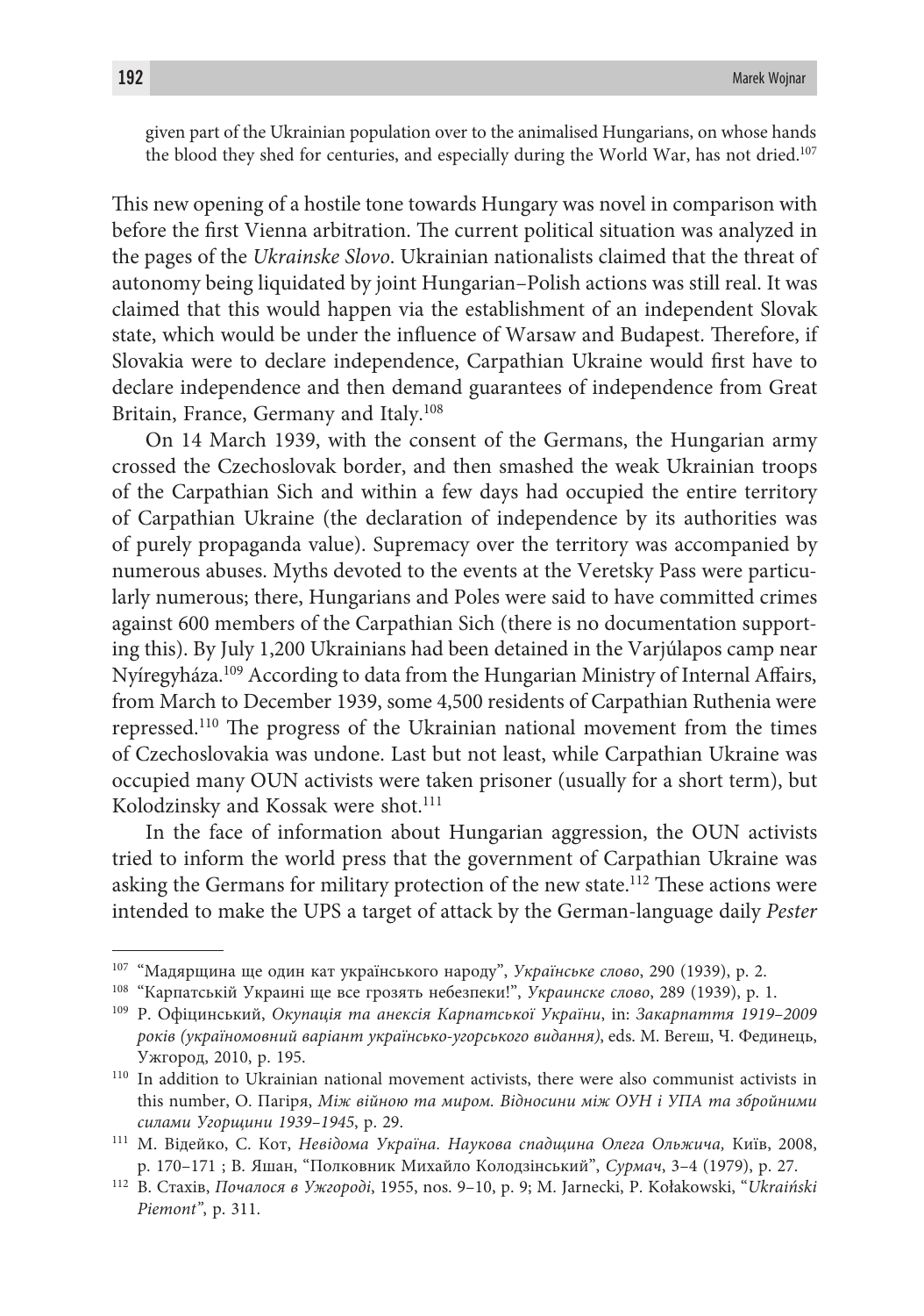given part of the Ukrainian population over to the animalised Hungarians, on whose hands the blood they shed for centuries, and especially during the World War, has not dried.[107]

This new opening of a hostile tone towards Hungary was novel in comparison with before the first Vienna arbitration. The current political situation was analyzed in the pages of the *Ukrainske Slovo*. Ukrainian nationalists claimed that the threat of autonomy being liquidated by joint Hungarian–Polish actions was still real. It was claimed that this would happen via the establishment of an independent Slovak state, which would be under the influence of Warsaw and Budapest. Therefore, if Slovakia were to declare independence, Carpathian Ukraine would first have to declare independence and then demand guarantees of independence from Great Britain, France, Germany and Italy.[108]

On 14 March 1939, with the consent of the Germans, the Hungarian army crossed the Czechoslovak border, and then smashed the weak Ukrainian troops of the Carpathian Sich and within a few days had occupied the entire territory of Carpathian Ukraine (the declaration of independence by its authorities was of purely propaganda value). Supremacy over the territory was accompanied by numerous abuses. Myths devoted to the events at the Veretsky Pass were particularly numerous; there, Hungarians and Poles were said to have committed crimes against 600 members of the Carpathian Sich (there is no documentation supporting this). By July 1,200 Ukrainians had been detained in the Varjúlapos camp near Nyíregyháza.[109] According to data from the Hungarian Ministry of Internal Affairs, from March to December 1939, some 4,500 residents of Carpathian Ruthenia were repressed.[110] The progress of the Ukrainian national movement from the times of Czechoslovakia was undone. Last but not least, while Carpathian Ukraine was occupied many OUN activists were taken prisoner (usually for a short term), but Kolodzinsky and Kossak were shot.[111]

In the face of information about Hungarian aggression, the OUN activists tried to inform the world press that the government of Carpathian Ukraine was asking the Germans for military protection of the new state.[112] These actions were intended to make the UPS a target of attack by the German-language daily *Pester*

---

[107] "Мадярщина ще один кат українського народу", *Українське слово*, 290 (1939), p. 2.

[108] "Карпатській Украині ще все грозять небезпеки!", *Украинске слово*, 289 (1939), p. 1.

[109] Р. Офіцинський, *Окупація та анексія Карпатської України*, in: *Закарпаття 1919–2009 років (україномовний варіант українсько-угорського видання)*, eds. М. Вегеш, Ч. Фединець, Ужгород, 2010, p. 195.

[110] In addition to Ukrainian national movement activists, there were also communist activists in this number, О. Пагіря, *Між війною та миром. Відносини між ОУН і УПА та збройними силами Угорщини 1939–1945*, p. 29.

[111] М. Відейко, С. Кот, *Невідома Україна. Наукова спадщина Олега Ольжича,* Київ, 2008, p. 170–171 ; В. Яшан, "Полковник Михайло Колодзінський", *Сурмач*, 3–4 (1979), p. 27.

[112] В. Стахів, *Почалося в Ужгороді*, 1955, nos. 9–10, p. 9; M. Jarnecki, P. Kołakowski, "*Ukraiński Piemont*", p. 311.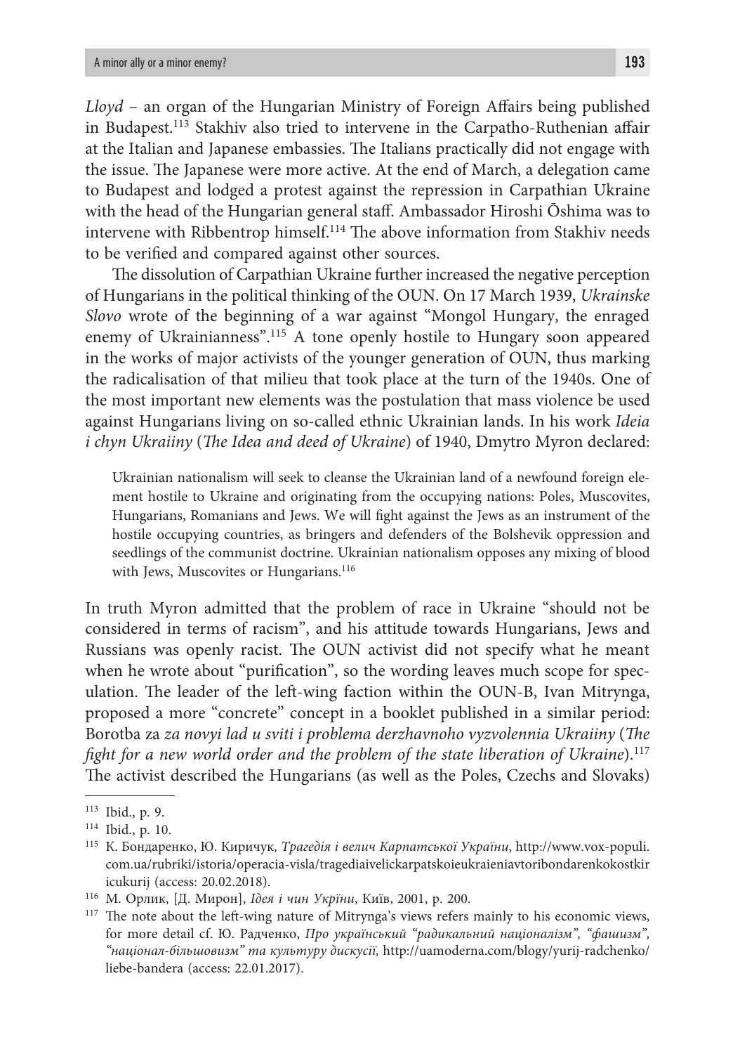*Lloyd* – an organ of the Hungarian Ministry of Foreign Affairs being published in Budapest.[113] Stakhiv also tried to intervene in the Carpatho-Ruthenian affair at the Italian and Japanese embassies. The Italians practically did not engage with the issue. The Japanese were more active. At the end of March, a delegation came to Budapest and lodged a protest against the repression in Carpathian Ukraine with the head of the Hungarian general staff. Ambassador Hiroshi Ōshima was to intervene with Ribbentrop himself.[114] The above information from Stakhiv needs to be verified and compared against other sources.

The dissolution of Carpathian Ukraine further increased the negative perception of Hungarians in the political thinking of the OUN. On 17 March 1939, *Ukrainske Slovo* wrote of the beginning of a war against "Mongol Hungary, the enraged enemy of Ukrainianness".[115] A tone openly hostile to Hungary soon appeared in the works of major activists of the younger generation of OUN, thus marking the radicalisation of that milieu that took place at the turn of the 1940s. One of the most important new elements was the postulation that mass violence be used against Hungarians living on so-called ethnic Ukrainian lands. In his work *Ideia i chyn Ukraiiny* (*The Idea and deed of Ukraine*) of 1940, Dmytro Myron declared:

> Ukrainian nationalism will seek to cleanse the Ukrainian land of a newfound foreign element hostile to Ukraine and originating from the occupying nations: Poles, Muscovites, Hungarians, Romanians and Jews. We will fight against the Jews as an instrument of the hostile occupying countries, as bringers and defenders of the Bolshevik oppression and seedlings of the communist doctrine. Ukrainian nationalism opposes any mixing of blood with Jews, Muscovites or Hungarians.[116]

In truth Myron admitted that the problem of race in Ukraine "should not be considered in terms of racism", and his attitude towards Hungarians, Jews and Russians was openly racist. The OUN activist did not specify what he meant when he wrote about "purification", so the wording leaves much scope for speculation. The leader of the left-wing faction within the OUN-B, Ivan Mitrynga, proposed a more "concrete" concept in a booklet published in a similar period: Borotba za *za novyi lad u sviti i problema derzhavnoho vyzvolennia Ukraiiny* (*The fight for a new world order and the problem of the state liberation of Ukraine*).[117] The activist described the Hungarians (as well as the Poles, Czechs and Slovaks)

---

[113] Ibid., p. 9.

[114] Ibid., p. 10.

[115] К. Бондаренко, Ю. Киричук, *Трагедія і велич Карпатської України*, http://www.vox-populi.com.ua/rubriki/istoria/operacia-visla/tragediaivelickarpatskoieukraieniavtoribondarenkokostkiricukurij (access: 20.02.2018).

[116] М. Орлик, [Д. Мирон], *Ідея і чин Укрїни*, Київ, 2001, p. 200.

[117] The note about the left-wing nature of Mitrynga's views refers mainly to his economic views, for more detail cf. Ю. Радченко, *Про український "радикальний націоналізм", "фашизм", "націонал-більшовизм" та культуру дискусії,* http://uamoderna.com/blogy/yurij-radchenko/liebe-bandera (access: 22.01.2017).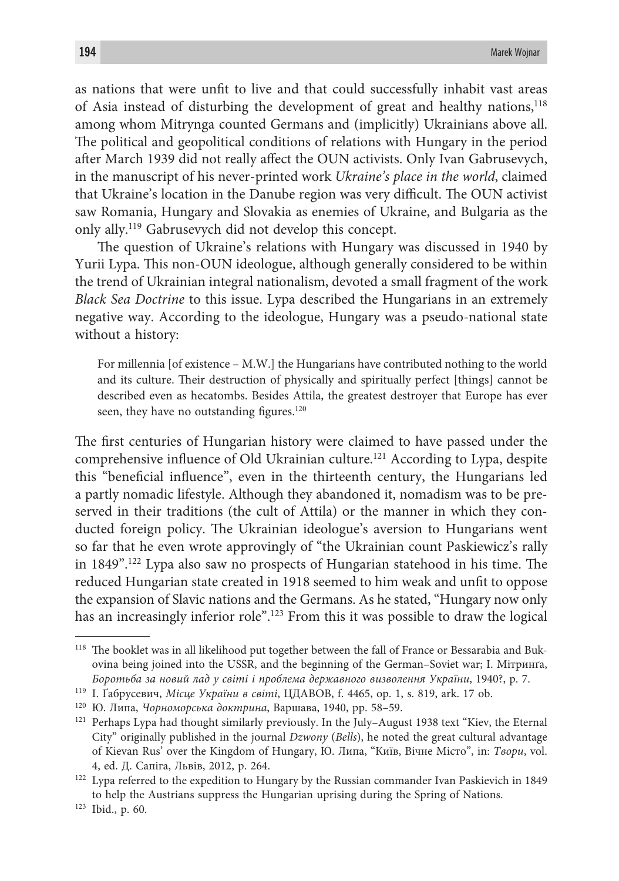as nations that were unfit to live and that could successfully inhabit vast areas of Asia instead of disturbing the development of great and healthy nations,[118] among whom Mitrynga counted Germans and (implicitly) Ukrainians above all. The political and geopolitical conditions of relations with Hungary in the period after March 1939 did not really affect the OUN activists. Only Ivan Gabrusevych, in the manuscript of his never-printed work *Ukraine's place in the world*, claimed that Ukraine's location in the Danube region was very difficult. The OUN activist saw Romania, Hungary and Slovakia as enemies of Ukraine, and Bulgaria as the only ally.[119] Gabrusevych did not develop this concept.

The question of Ukraine's relations with Hungary was discussed in 1940 by Yurii Lypa. This non-OUN ideologue, although generally considered to be within the trend of Ukrainian integral nationalism, devoted a small fragment of the work *Black Sea Doctrine* to this issue. Lypa described the Hungarians in an extremely negative way. According to the ideologue, Hungary was a pseudo-national state without a history:

> For millennia [of existence – M.W.] the Hungarians have contributed nothing to the world and its culture. Their destruction of physically and spiritually perfect [things] cannot be described even as hecatombs. Besides Attila, the greatest destroyer that Europe has ever seen, they have no outstanding figures.[120]

The first centuries of Hungarian history were claimed to have passed under the comprehensive influence of Old Ukrainian culture.[121] According to Lypa, despite this "beneficial influence", even in the thirteenth century, the Hungarians led a partly nomadic lifestyle. Although they abandoned it, nomadism was to be preserved in their traditions (the cult of Attila) or the manner in which they conducted foreign policy. The Ukrainian ideologue's aversion to Hungarians went so far that he even wrote approvingly of "the Ukrainian count Paskiewicz's rally in 1849".[122] Lypa also saw no prospects of Hungarian statehood in his time. The reduced Hungarian state created in 1918 seemed to him weak and unfit to oppose the expansion of Slavic nations and the Germans. As he stated, "Hungary now only has an increasingly inferior role".[123] From this it was possible to draw the logical

---

[118] The booklet was in all likelihood put together between the fall of France or Bessarabia and Bukovina being joined into the USSR, and the beginning of the German–Soviet war; І. Мітринґа, *Боротьба за новий лад у світі і проблема державного визволення України*, 1940?, p. 7.

[119] І. Ґабрусевич, *Місце України в світі*, ЦДАВОВ, f. 4465, op. 1, s. 819, ark. 17 ob.

[120] Ю. Липа, *Чорноморська доктрина*, Варшава, 1940, pp. 58–59.

[121] Perhaps Lypa had thought similarly previously. In the July–August 1938 text "Kiev, the Eternal City" originally published in the journal *Dzwony* (*Bells*), he noted the great cultural advantage of Kievan Rus' over the Kingdom of Hungary, Ю. Липа, "Київ, Вічне Місто", in: *Твори*, vol. 4, ed. Д. Сапіга, Львів, 2012, p. 264.

[122] Lypa referred to the expedition to Hungary by the Russian commander Ivan Paskievich in 1849 to help the Austrians suppress the Hungarian uprising during the Spring of Nations.

[123] Ibid., p. 60.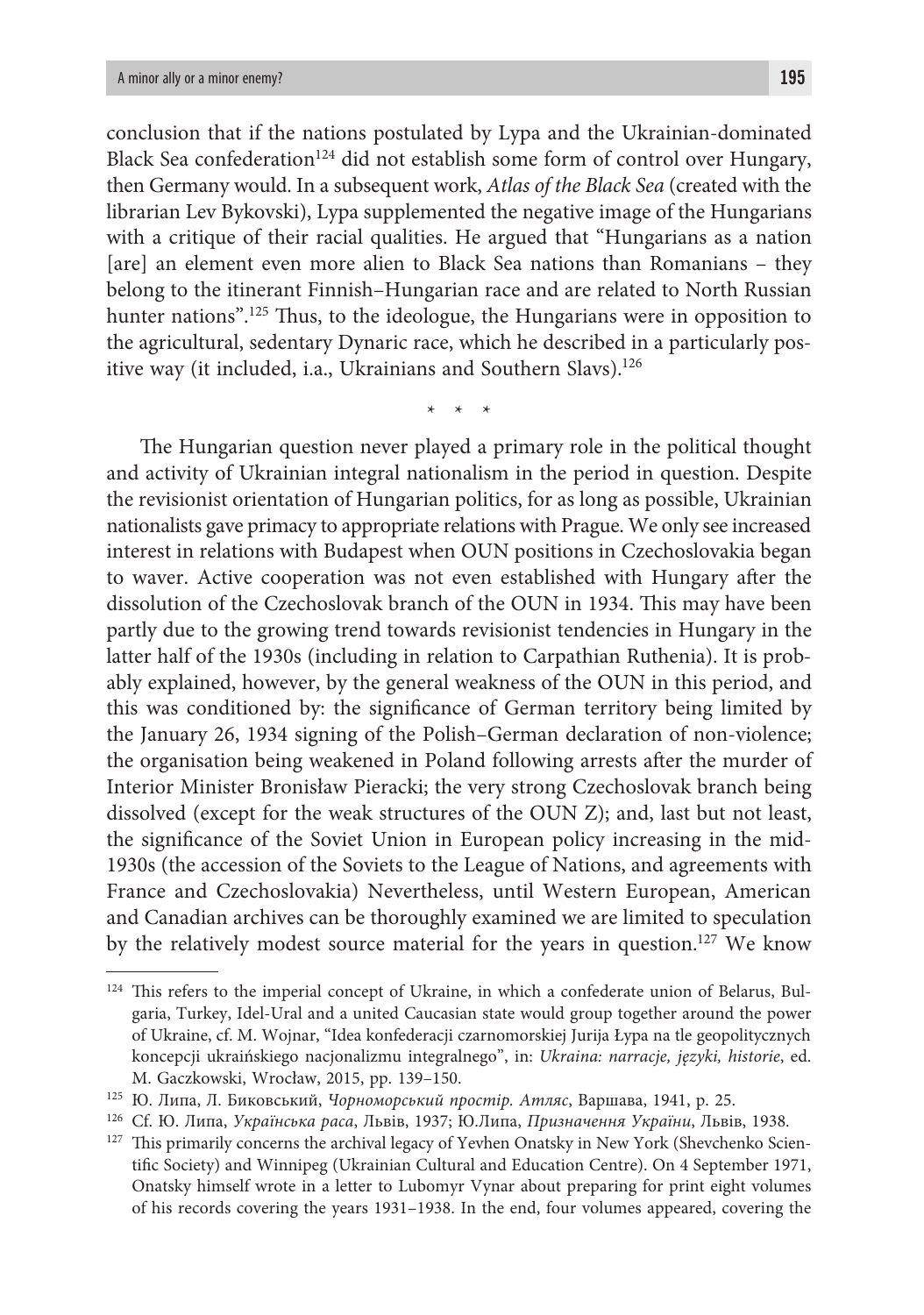conclusion that if the nations postulated by Lypa and the Ukrainian-dominated Black Sea confederation[124] did not establish some form of control over Hungary, then Germany would. In a subsequent work, *Atlas of the Black Sea* (created with the librarian Lev Bykovski), Lypa supplemented the negative image of the Hungarians with a critique of their racial qualities. He argued that "Hungarians as a nation [are] an element even more alien to Black Sea nations than Romanians – they belong to the itinerant Finnish–Hungarian race and are related to North Russian hunter nations".[125] Thus, to the ideologue, the Hungarians were in opposition to the agricultural, sedentary Dynaric race, which he described in a particularly positive way (it included, i.a., Ukrainians and Southern Slavs).[126]

\* \* \*

The Hungarian question never played a primary role in the political thought and activity of Ukrainian integral nationalism in the period in question. Despite the revisionist orientation of Hungarian politics, for as long as possible, Ukrainian nationalists gave primacy to appropriate relations with Prague. We only see increased interest in relations with Budapest when OUN positions in Czechoslovakia began to waver. Active cooperation was not even established with Hungary after the dissolution of the Czechoslovak branch of the OUN in 1934. This may have been partly due to the growing trend towards revisionist tendencies in Hungary in the latter half of the 1930s (including in relation to Carpathian Ruthenia). It is probably explained, however, by the general weakness of the OUN in this period, and this was conditioned by: the significance of German territory being limited by the January 26, 1934 signing of the Polish–German declaration of non-violence; the organisation being weakened in Poland following arrests after the murder of Interior Minister Bronisław Pieracki; the very strong Czechoslovak branch being dissolved (except for the weak structures of the OUN Z); and, last but not least, the significance of the Soviet Union in European policy increasing in the mid-1930s (the accession of the Soviets to the League of Nations, and agreements with France and Czechoslovakia) Nevertheless, until Western European, American and Canadian archives can be thoroughly examined we are limited to speculation by the relatively modest source material for the years in question.[127] We know

---

[124] This refers to the imperial concept of Ukraine, in which a confederate union of Belarus, Bulgaria, Turkey, Idel-Ural and a united Caucasian state would group together around the power of Ukraine, cf. M. Wojnar, "Idea konfederacji czarnomorskiej Jurija Łypa na tle geopolitycznych koncepcji ukraińskiego nacjonalizmu integralnego", in: *Ukraina: narracje, języki, historie*, ed. M. Gaczkowski, Wrocław, 2015, pp. 139–150.

[125] Ю. Липа, Л. Биковський, *Чорноморський простір. Атляс*, Варшава, 1941, p. 25.

[126] Cf. Ю. Липа, *Українська раса*, Львів, 1937; Ю.Липа, *Призначення України*, Львів, 1938.

[127] This primarily concerns the archival legacy of Yevhen Onatsky in New York (Shevchenko Scientific Society) and Winnipeg (Ukrainian Cultural and Education Centre). On 4 September 1971, Onatsky himself wrote in a letter to Lubomyr Vynar about preparing for print eight volumes of his records covering the years 1931–1938. In the end, four volumes appeared, covering the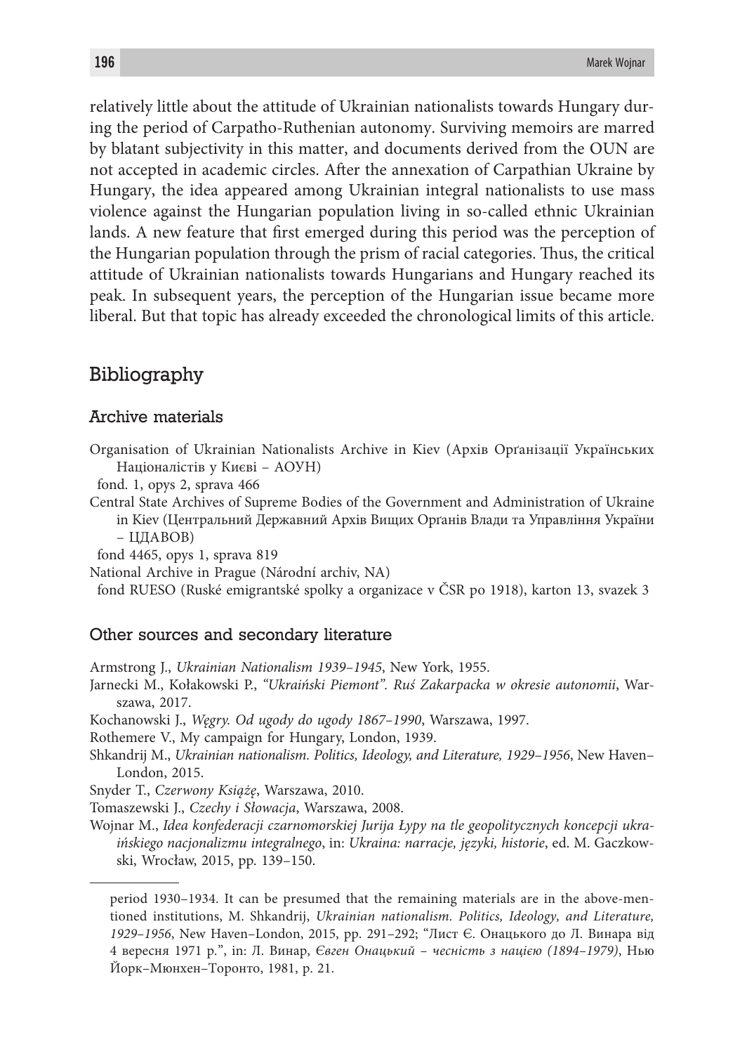relatively little about the attitude of Ukrainian nationalists towards Hungary during the period of Carpatho-Ruthenian autonomy. Surviving memoirs are marred by blatant subjectivity in this matter, and documents derived from the OUN are not accepted in academic circles. After the annexation of Carpathian Ukraine by Hungary, the idea appeared among Ukrainian integral nationalists to use mass violence against the Hungarian population living in so-called ethnic Ukrainian lands. A new feature that first emerged during this period was the perception of the Hungarian population through the prism of racial categories. Thus, the critical attitude of Ukrainian nationalists towards Hungarians and Hungary reached its peak. In subsequent years, the perception of the Hungarian issue became more liberal. But that topic has already exceeded the chronological limits of this article.

## Bibliography

### Archive materials

Organisation of Ukrainian Nationalists Archive in Kiev (Архів Орґанізації Українських Націоналістів у Києві – АОУН)

fond. 1, opys 2, sprava 466

Central State Archives of Supreme Bodies of the Government and Administration of Ukraine in Kiev (Центральний Державний Архів Вищих Орґанів Влади та Управління України – ЦДАВОВ)

fond 4465, opys 1, sprava 819

National Archive in Prague (Národní archiv, NA)

fond RUESO (Ruské emigrantské spolky a organizace v ČSR po 1918), karton 13, svazek 3

### Other sources and secondary literature

Armstrong J., *Ukrainian Nationalism 1939–1945*, New York, 1955.

Jarnecki M., Kołakowski P., *"Ukraiński Piemont". Ruś Zakarpacka w okresie autonomii*, Warszawa, 2017.

Kochanowski J., *Węgry. Od ugody do ugody 1867–1990*, Warszawa, 1997.

Rothemere V., My campaign for Hungary, London, 1939.

Shkandrij M., *Ukrainian nationalism. Politics, Ideology, and Literature, 1929–1956*, New Haven–London, 2015.

Snyder T., *Czerwony Książę*, Warszawa, 2010.

Tomaszewski J., *Czechy i Słowacja*, Warszawa, 2008.

Wojnar M., *Idea konfederacji czarnomorskiej Jurija Łypy na tle geopolitycznych koncepcji ukraińskiego nacjonalizmu integralnego*, in: *Ukraina: narracje, języki, historie*, ed. M. Gaczkowski, Wrocław, 2015, pp. 139–150.

---

period 1930–1934. It can be presumed that the remaining materials are in the above-mentioned institutions, M. Shkandrij, *Ukrainian nationalism. Politics, Ideology, and Literature, 1929–1956*, New Haven–London, 2015, pp. 291–292; "Лист Є. Онацького до Л. Винара від 4 вересня 1971 р.", in: Л. Винар, *Євген Онацький – чесність з нацією (1894–1979)*, Нью Йорк–Мюнхен–Торонто, 1981, p. 21.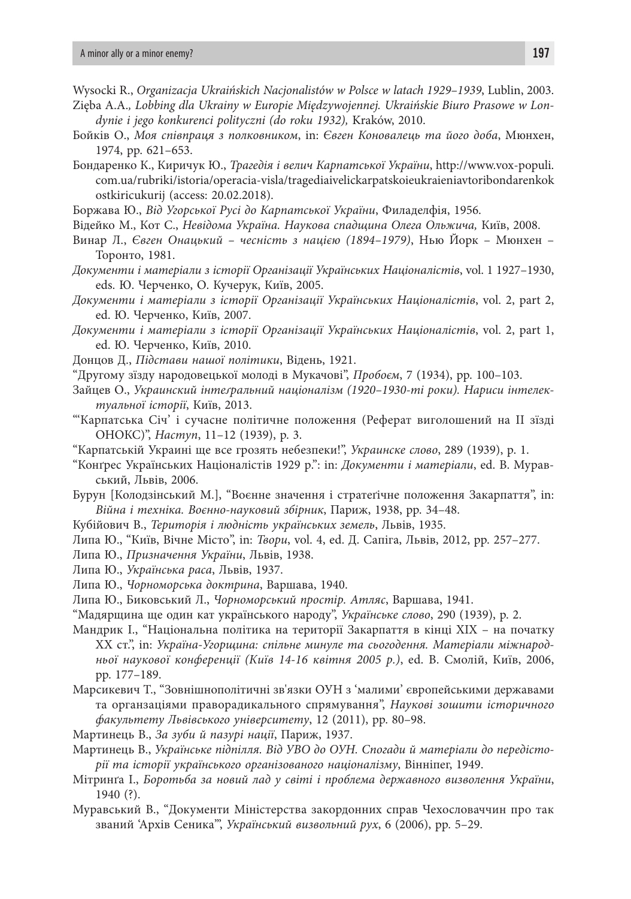Wysocki R., *Organizacja Ukraińskich Nacjonalistów w Polsce w latach 1929–1939*, Lublin, 2003.

Zięba A.A., *Lobbing dla Ukrainy w Europie Międzywojennej. Ukraińskie Biuro Prasowe w Londynie i jego konkurenci polityczni (do roku 1932),* Kraków, 2010.

Бойків О., *Моя співпраця з полковником*, in: *Євген Коновалець та його доба*, Мюнхен, 1974, pp. 621–653.

Бондаренко К., Киричук Ю., *Трагедія і велич Карпатської України*, http://www.vox-populi.com.ua/rubriki/istoria/operacia-visla/tragediaivelickarpatskoieukraieniavtoribondarenkokostkiricukurij (access: 20.02.2018).

Боржава Ю., *Від Угорської Русі до Карпатської України*, Филаделфія, 1956.

Відейко М., Кот С., *Невідома Україна. Наукова спадщина Олега Ольжича,* Київ, 2008.

Винар Л., *Євген Онацький – чесність з нацією (1894–1979)*, Нью Йорк – Мюнхен – Торонто, 1981.

*Документи і матеріали з історії Організації Українських Націоналістів*, vol. 1 1927–1930, eds. Ю. Черченко, О. Кучерук, Київ, 2005.

*Документи і матеріали з історії Організації Українських Націоналістів*, vol. 2, part 2, ed. Ю. Черченко, Київ, 2007.

*Документи і матеріали з історії Організації Українських Націоналістів*, vol. 2, part 1, ed. Ю. Черченко, Київ, 2010.

Донцов Д., *Підстави нашої політики*, Відень, 1921.

"Другому зїзду народовецької молоді в Мукачові", *Пробоєм*, 7 (1934), pp. 100–103.

Зайцев О., *Украинский інтеґральний націоналізм (1920–1930-ті роки). Нариси інтелектуальної історії*, Київ, 2013.

"'Карпатська Січ' і сучасне політичне положення (Реферат виголошений на II зїзді ОНОКС)", *Наступ*, 11–12 (1939), p. 3.

"Карпатській Украині ще все грозять небезпеки!", *Украинске слово*, 289 (1939), p. 1.

"Конґрес Українських Націоналістів 1929 р.": in: *Документи і матеріали*, ed. В. Муравський, Львів, 2006.

Бурун [Колодзінський М.], "Воєнне значення і стратеґічне положення Закарпаття", in: *Війна і техніка. Воєнно-науковий збірник*, Париж, 1938, pp. 34–48.

Кубійович В., *Територія і людність українських земель*, Львів, 1935.

Липа Ю., "Київ, Вічне Місто", in: *Твори*, vol. 4, ed. Д. Сапіга, Львів, 2012, pp. 257–277.

Липа Ю., *Призначення України*, Львів, 1938.

Липа Ю., *Українська раса*, Львів, 1937.

Липа Ю., *Чорноморська доктрина*, Варшава, 1940.

Липа Ю., Биковський Л., *Чорноморський простір. Атляс*, Варшава, 1941.

"Мадярщина ще один кат українського народу", *Українське слово*, 290 (1939), p. 2.

Мандрик І., "Національна політика на території Закарпаття в кінці XIX – на початку XX ст.", in: *Україна-Угорщина: спільне минуле та сьогодення. Матеріали міжнародньої наукової конференції (Київ 14-16 квітня 2005 р.)*, ed. В. Смолій, Київ, 2006, pp. 177–189.

Марсикевич Т., "Зовнішнополітичні зв'язки ОУН з 'малими' європейськими державами та органзаціями праворадикального спрямування", *Наукові зошити історичного факультету Львівського університету*, 12 (2011), pp. 80–98.

Мартинець В., *За зуби й пазурі нації*, Париж, 1937.

Мартинець В., *Українське підпілля. Від УВО до ОУН. Спогади й матеріали до передісторії та історії українського організованого націоналізму*, Вінніпеґ, 1949.

Мітринґа І., *Боротьба за новий лад у світі і проблема державного визволення України*, 1940 (?).

Муравський В., "Документи Міністерства закордонних справ Чехословаччин про так званий 'Архів Сеника'", *Український визвольний рух*, 6 (2006), pp. 5–29.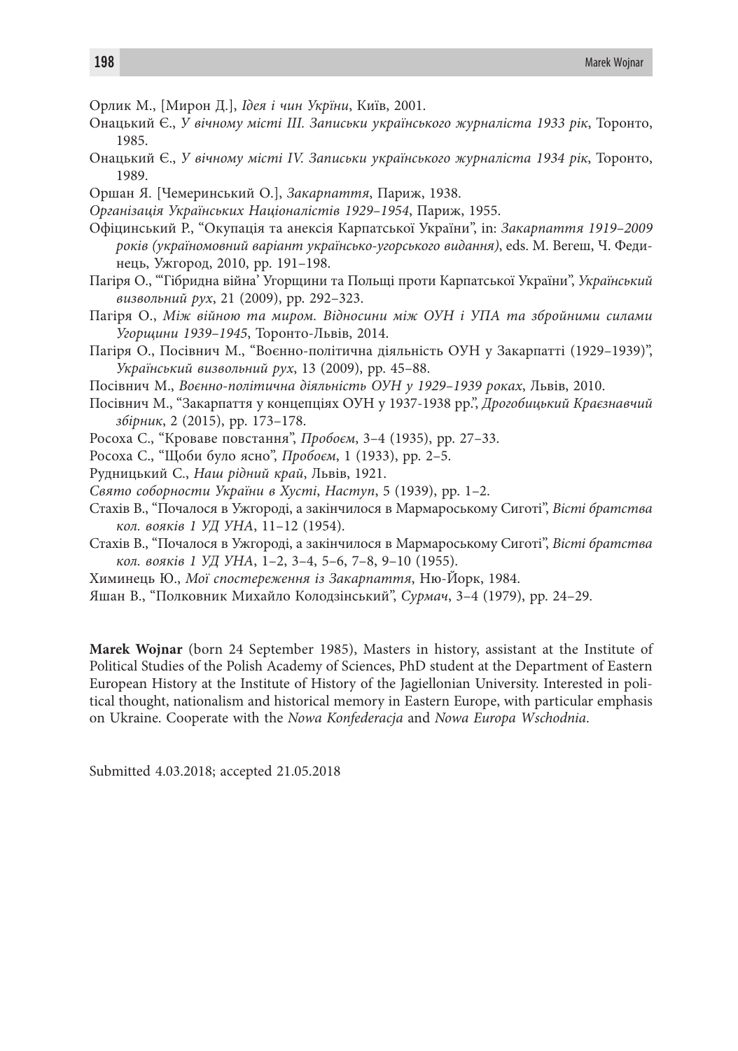Орлик М., [Мирон Д.], *Ідея і чин Укрïни*, Київ, 2001.

Онацький Є., *У вічному місті III. Записьки українського журналіста 1933 рік*, Торонто, 1985.

Онацький Є., *У вічному місті IV. Записьки українського журналіста 1934 рік*, Торонто, 1989.

Оршан Я. [Чеминський О.], *Закарпаття*, Париж, 1938.

*Організація Українських Націоналістів 1929–1954*, Париж, 1955.

Офіцинський Р., "Окупація та анексія Карпатської України", in: *Закарпаття 1919–2009 років (україномовний варіант українсько-угорського видання)*, eds. М. Вегеш, Ч. Фединець, Ужгород, 2010, pp. 191–198.

Пагіря О., "'Гібридна війна' Угорщини та Польщі проти Карпатської України", *Український визвольний рух*, 21 (2009), pp. 292–323.

Пагіря О., *Між війною та миром. Відносини між ОУН і УПА та збройними силами Угорщини 1939–1945*, Торонто-Львів, 2014.

Пагіря О., Посівнич М., "Воєнно-політична діяльність ОУН у Закарпатті (1929–1939)", *Український визвольний рух*, 13 (2009), pp. 45–88.

Посівнич М., *Воєнно-політична діяльність ОУН у 1929–1939 роках*, Львів, 2010.

Посівнич М., "Закарпаття у концепціях ОУН у 1937-1938 pp.", *Дрогобицький Краєзнавчий збірник*, 2 (2015), pp. 173–178.

Росоха С., "Кроваве повстання", *Пробоєм*, 3–4 (1935), pp. 27–33.

Росоха С., "Щоби було ясно", *Пробоєм*, 1 (1933), pp. 2–5.

Рудницький С., *Наш рідний край*, Львів, 1921.

*Свято соборности України в Хусті*, *Наступ*, 5 (1939), pp. 1–2.

Стахів В., "Почалося в Ужгороді, а закінчилося в Мармароському Сиготі", *Вісті братства кол. вояків 1 УД УНА*, 11–12 (1954).

Стахів В., "Почалося в Ужгороді, а закінчилося в Мармароському Сиготі", *Вісті братства кол. вояків 1 УД УНА*, 1–2, 3–4, 5–6, 7–8, 9–10 (1955).

Химинець Ю., *Мої спостереження із Закарпаття*, Ню-Йорк, 1984.

Яшан В., "Полковник Михайло Колодзінський", *Сурмач*, 3–4 (1979), pp. 24–29.

**Marek Wojnar** (born 24 September 1985), Masters in history, assistant at the Institute of Political Studies of the Polish Academy of Sciences, PhD student at the Department of Eastern European History at the Institute of History of the Jagiellonian University. Interested in political thought, nationalism and historical memory in Eastern Europe, with particular emphasis on Ukraine. Cooperate with the *Nowa Konfederacja* and *Nowa Europa Wschodnia*.

Submitted 4.03.2018; accepted 21.05.2018